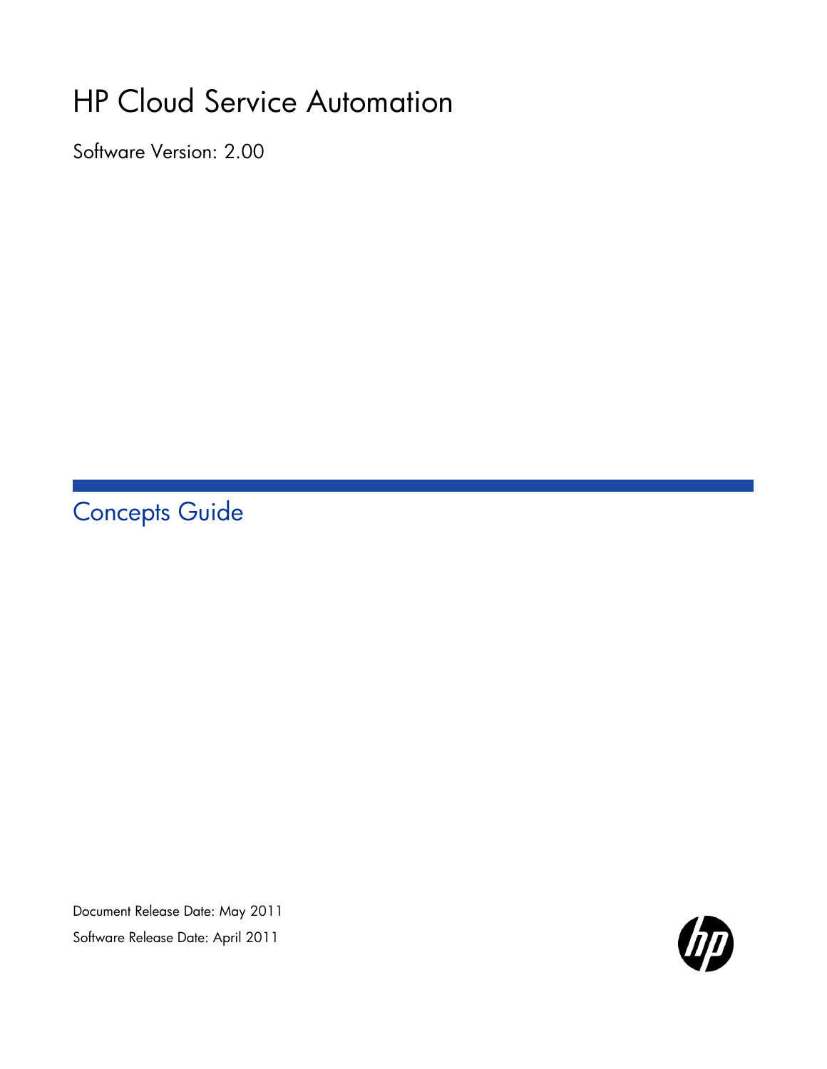# HP Cloud Service Automation

Software Version: 2.00

## Concepts Guide

Document Release Date: May 2011

Software Release Date: April 2011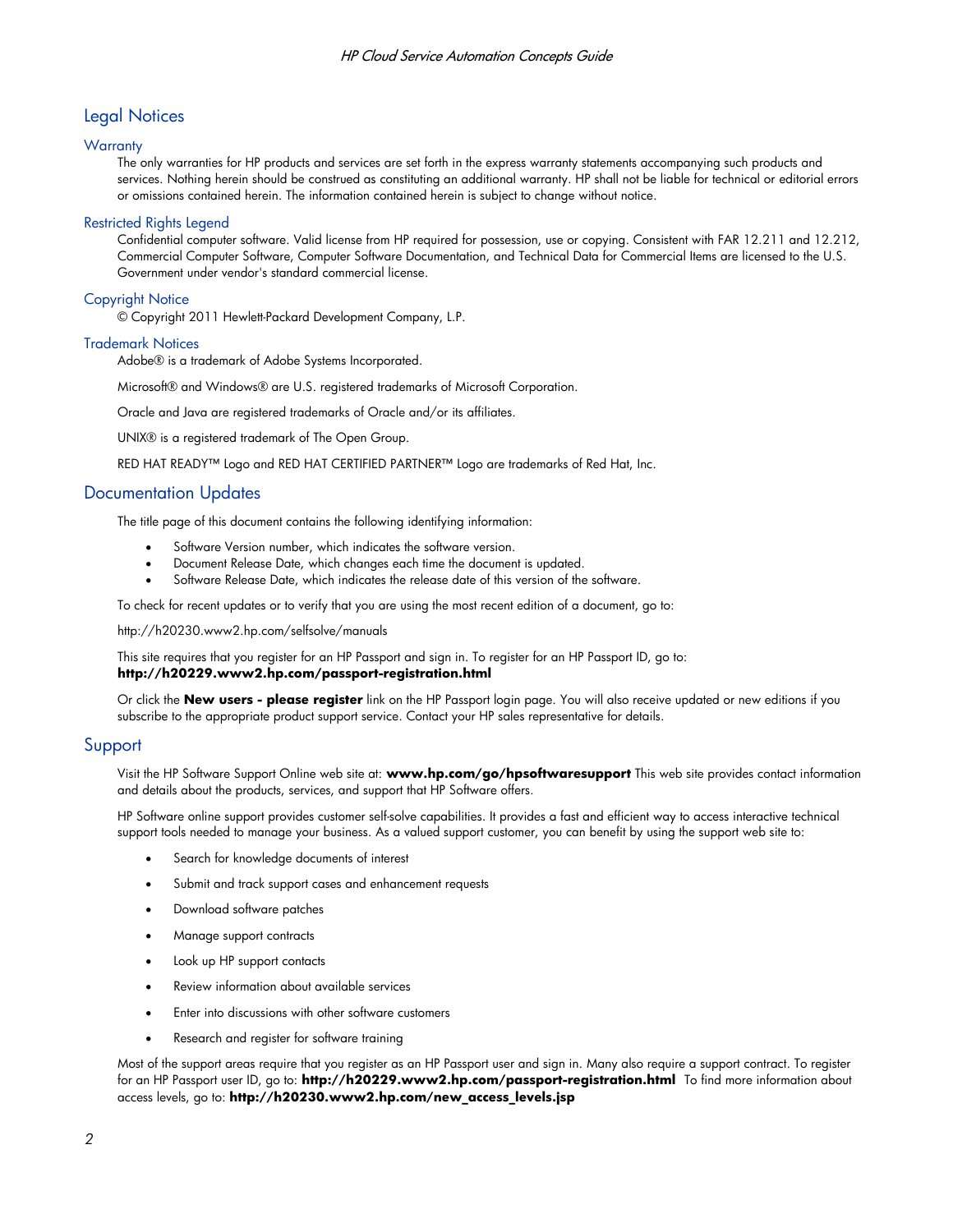## Legal Notices

### Warranty

The only warranties for HP products and services are set forth in the express warranty statements accompanying such products and services. Nothing herein should be construed as constituting an additional warranty. HP shall not be liable for technical or editorial errors or omissions contained herein. The information contained herein is subject to change without notice.

### Restricted Rights Legend

Confidential computer software. Valid license from HP required for possession, use or copying. Consistent with FAR 12.211 and 12.212, Commercial Computer Software, Computer Software Documentation, and Technical Data for Commercial Items are licensed to the U.S. Government under vendor's standard commercial license.

### Copyright Notice

© Copyright 2011 Hewlett-Packard Development Company, L.P.

### Trademark Notices

Adobe® is a trademark of Adobe Systems Incorporated.

Microsoft® and Windows® are U.S. registered trademarks of Microsoft Corporation.

Oracle and Java are registered trademarks of Oracle and/or its affiliates.

UNIX® is a registered trademark of The Open Group.

RED HAT READY™ Logo and RED HAT CERTIFIED PARTNER™ Logo are trademarks of Red Hat, Inc.

## Documentation Updates

The title page of this document contains the following identifying information:

- Software Version number, which indicates the software version.
- Document Release Date, which changes each time the document is updated.
- Software Release Date, which indicates the release date of this version of the software.

To check for recent updates or to verify that you are using the most recent edition of a document, go to:

http://h20230.www2.hp.com/selfsolve/manuals

This site requires that you register for an HP Passport and sign in. To register for an HP Passport ID, go to: **http://h20229.www2.hp.com/passport-registration.html**

Or click the **New users - please register** link on the HP Passport login page. You will also receive updated or new editions if you subscribe to the appropriate product support service. Contact your HP sales representative for details.

## Support

Visit the HP Software Support Online web site at: **www.hp.com/go/hpsoftwaresupport** This web site provides contact information and details about the products, services, and support that HP Software offers.

HP Software online support provides customer self-solve capabilities. It provides a fast and efficient way to access interactive technical support tools needed to manage your business. As a valued support customer, you can benefit by using the support web site to:

- Search for knowledge documents of interest
- Submit and track support cases and enhancement requests
- Download software patches
- Manage support contracts
- Look up HP support contacts
- Review information about available services
- Enter into discussions with other software customers
- Research and register for software training

Most of the support areas require that you register as an HP Passport user and sign in. Many also require a support contract. To register for an HP Passport user ID, go to: **http://h20229.www2.hp.com/passport-registration.html** To find more information about access levels, go to: **http://h20230.www2.hp.com/new_access_levels.jsp**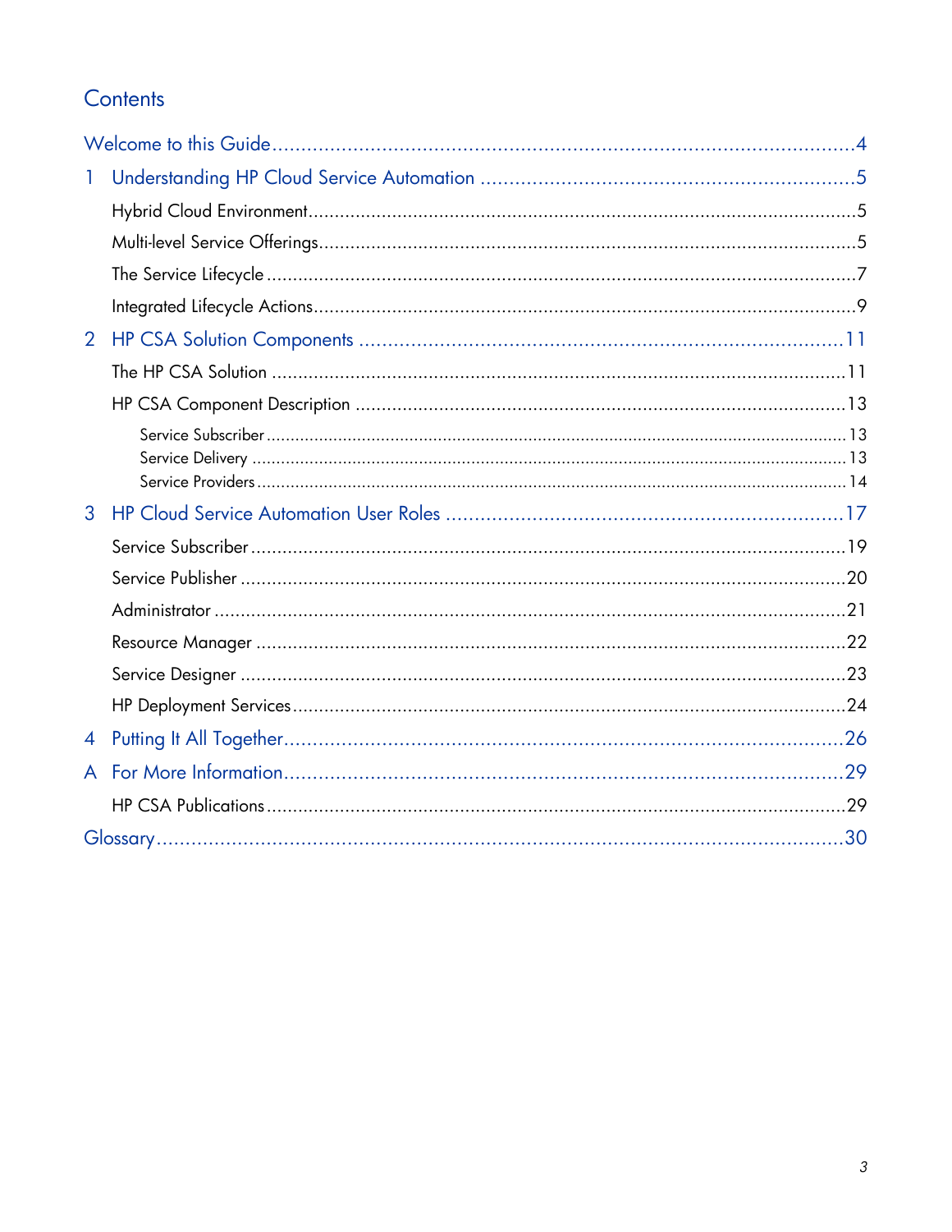# Contents

Welcome to this Guide ..... 4

1 Understanding HP Cloud Service Automation ..... 5

- Hybrid Cloud Environment ..... 5
- Multi-level Service Offerings ..... 5
- The Service Lifecycle ..... 7
- Integrated Lifecycle Actions ..... 9

2 HP CSA Solution Components ..... 11

- The HP CSA Solution ..... 11
- HP CSA Component Description ..... 13
  - Service Subscriber ..... 13
  - Service Delivery ..... 13
  - Service Providers ..... 14

3 HP Cloud Service Automation User Roles ..... 17

- Service Subscriber ..... 19
- Service Publisher ..... 20
- Administrator ..... 21
- Resource Manager ..... 22
- Service Designer ..... 23
- HP Deployment Services ..... 24

4 Putting It All Together ..... 26

A For More Information ..... 29

- HP CSA Publications ..... 29

Glossary ..... 30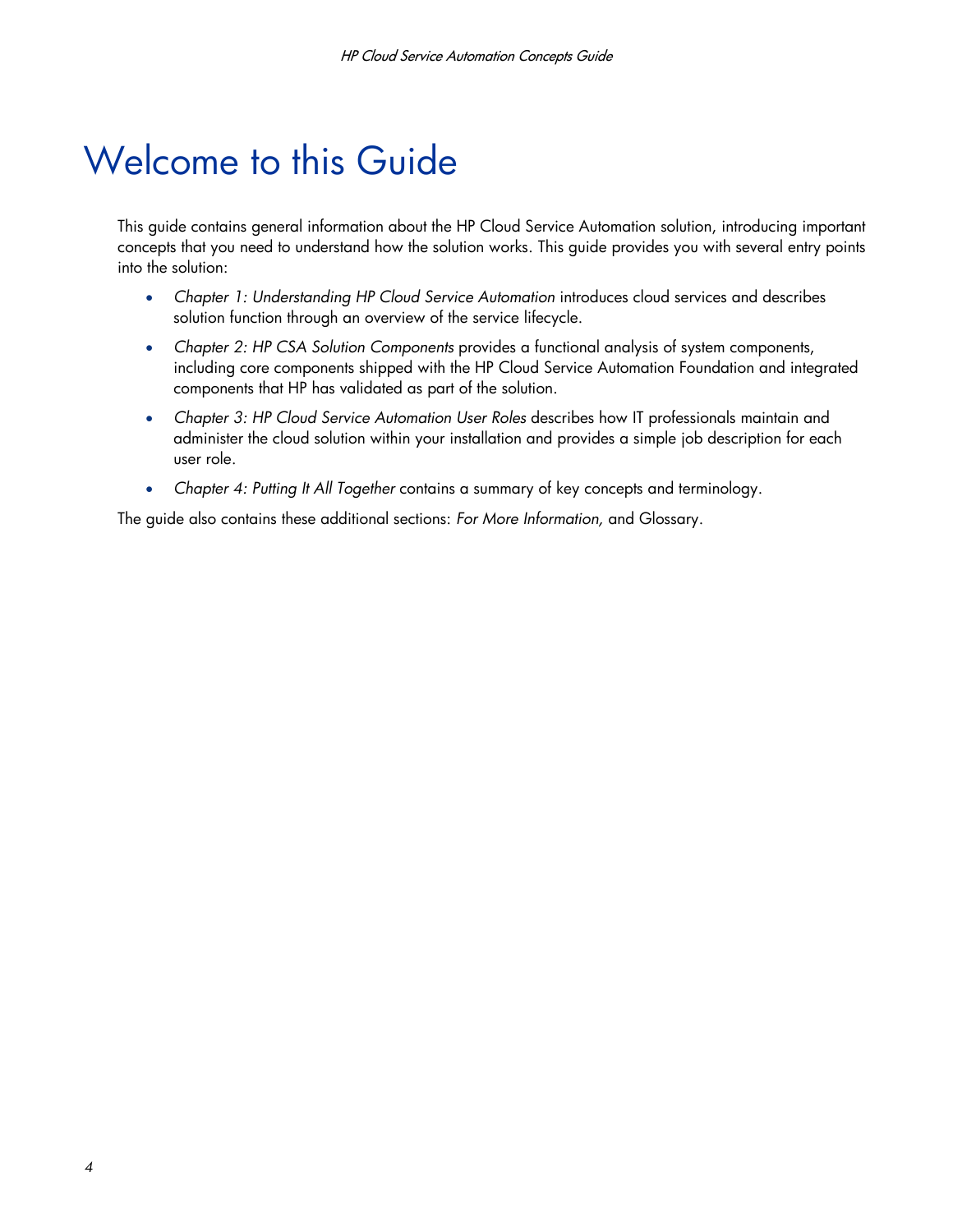# Welcome to this Guide

This guide contains general information about the HP Cloud Service Automation solution, introducing important concepts that you need to understand how the solution works. This guide provides you with several entry points into the solution:

- *Chapter 1: Understanding HP Cloud Service Automation* introduces cloud services and describes solution function through an overview of the service lifecycle.
- *Chapter 2: HP CSA Solution Components* provides a functional analysis of system components, including core components shipped with the HP Cloud Service Automation Foundation and integrated components that HP has validated as part of the solution.
- *Chapter 3: HP Cloud Service Automation User Roles* describes how IT professionals maintain and administer the cloud solution within your installation and provides a simple job description for each user role.
- *Chapter 4: Putting It All Together* contains a summary of key concepts and terminology.

The guide also contains these additional sections: *For More Information,* and Glossary.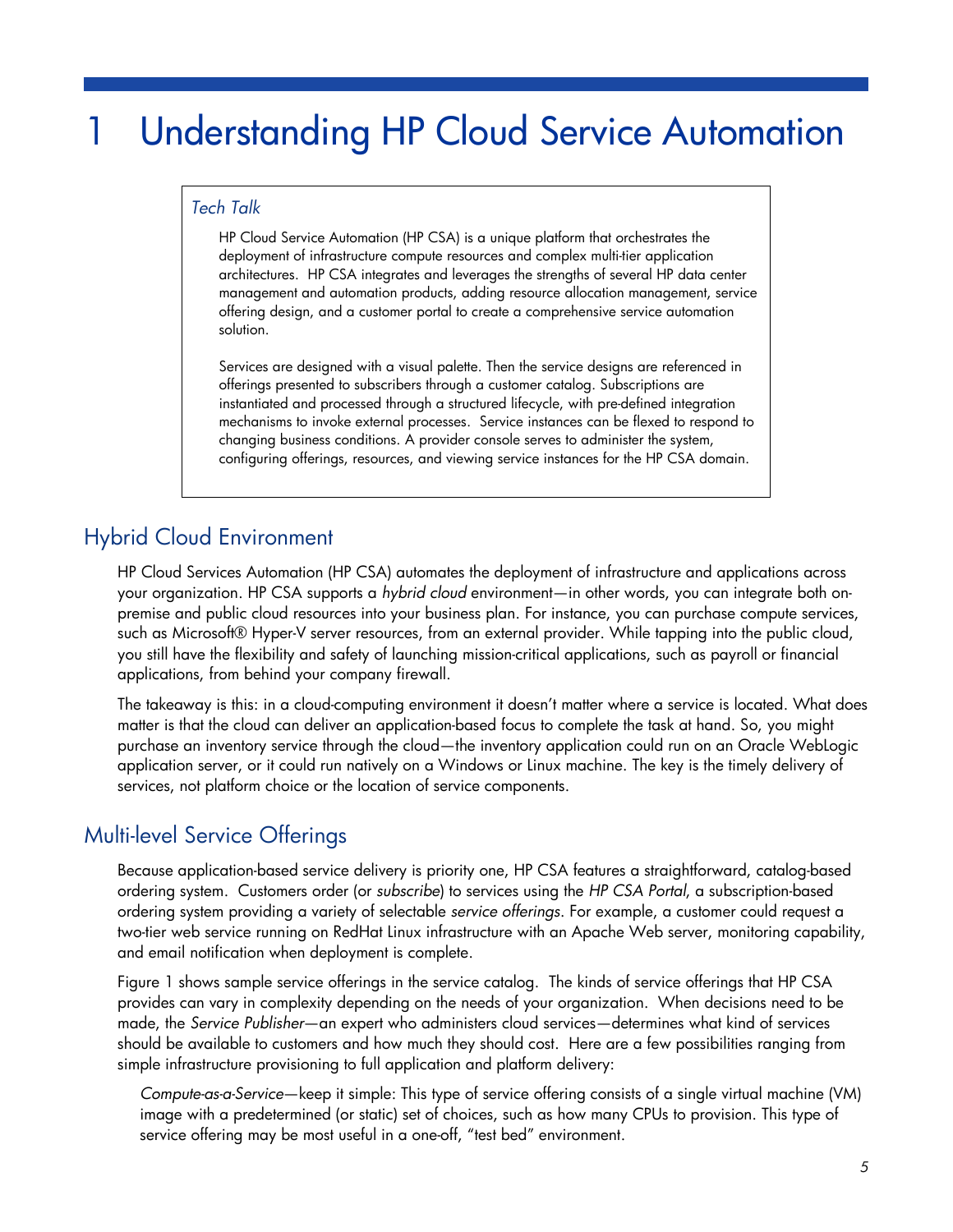# 1 Understanding HP Cloud Service Automation

*Tech Talk*

> HP Cloud Service Automation (HP CSA) is a unique platform that orchestrates the deployment of infrastructure compute resources and complex multi-tier application architectures. HP CSA integrates and leverages the strengths of several HP data center management and automation products, adding resource allocation management, service offering design, and a customer portal to create a comprehensive service automation solution.
>
> Services are designed with a visual palette. Then the service designs are referenced in offerings presented to subscribers through a customer catalog. Subscriptions are instantiated and processed through a structured lifecycle, with pre-defined integration mechanisms to invoke external processes. Service instances can be flexed to respond to changing business conditions. A provider console serves to administer the system, configuring offerings, resources, and viewing service instances for the HP CSA domain.

## Hybrid Cloud Environment

HP Cloud Services Automation (HP CSA) automates the deployment of infrastructure and applications across your organization. HP CSA supports a *hybrid cloud* environment—in other words, you can integrate both on-premise and public cloud resources into your business plan. For instance, you can purchase compute services, such as Microsoft® Hyper-V server resources, from an external provider. While tapping into the public cloud, you still have the flexibility and safety of launching mission-critical applications, such as payroll or financial applications, from behind your company firewall.

The takeaway is this: in a cloud-computing environment it doesn't matter where a service is located. What does matter is that the cloud can deliver an application-based focus to complete the task at hand. So, you might purchase an inventory service through the cloud—the inventory application could run on an Oracle WebLogic application server, or it could run natively on a Windows or Linux machine. The key is the timely delivery of services, not platform choice or the location of service components.

## Multi-level Service Offerings

Because application-based service delivery is priority one, HP CSA features a straightforward, catalog-based ordering system. Customers order (or *subscribe*) to services using the *HP CSA Portal*, a subscription-based ordering system providing a variety of selectable *service offerings*. For example, a customer could request a two-tier web service running on RedHat Linux infrastructure with an Apache Web server, monitoring capability, and email notification when deployment is complete.

Figure 1 shows sample service offerings in the service catalog. The kinds of service offerings that HP CSA provides can vary in complexity depending on the needs of your organization. When decisions need to be made, the *Service Publisher*—an expert who administers cloud services—determines what kind of services should be available to customers and how much they should cost. Here are a few possibilities ranging from simple infrastructure provisioning to full application and platform delivery:

*Compute-as-a-Service*—keep it simple: This type of service offering consists of a single virtual machine (VM) image with a predetermined (or static) set of choices, such as how many CPUs to provision. This type of service offering may be most useful in a one-off, "test bed" environment.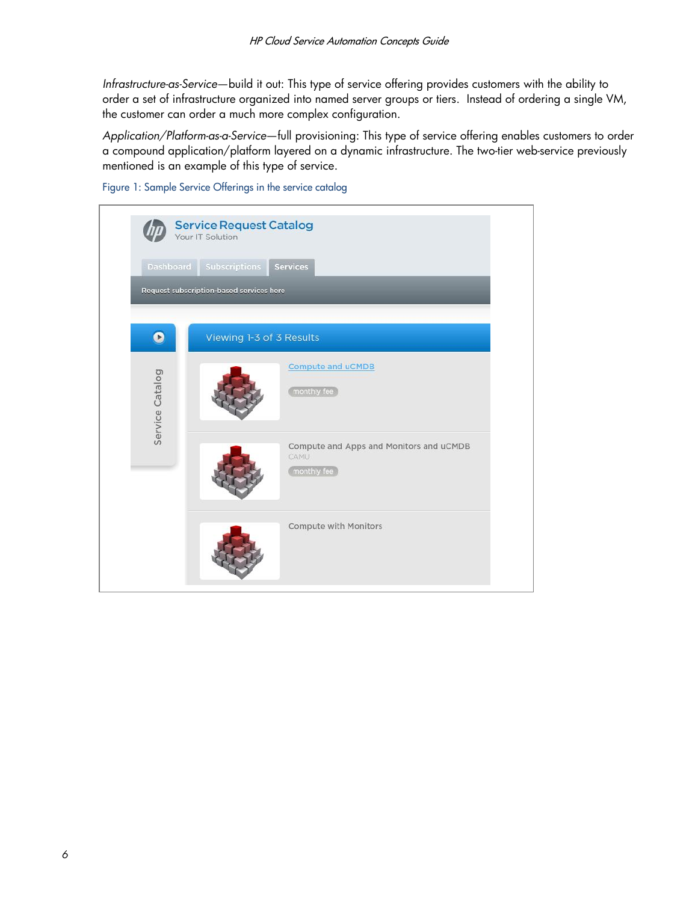*Infrastructure-as-Service*—build it out: This type of service offering provides customers with the ability to order a set of infrastructure organized into named server groups or tiers. Instead of ordering a single VM, the customer can order a much more complex configuration.

*Application/Platform-as-a-Service*—full provisioning: This type of service offering enables customers to order a compound application/platform layered on a dynamic infrastructure. The two-tier web-service previously mentioned is an example of this type of service.

Figure 1: Sample Service Offerings in the service catalog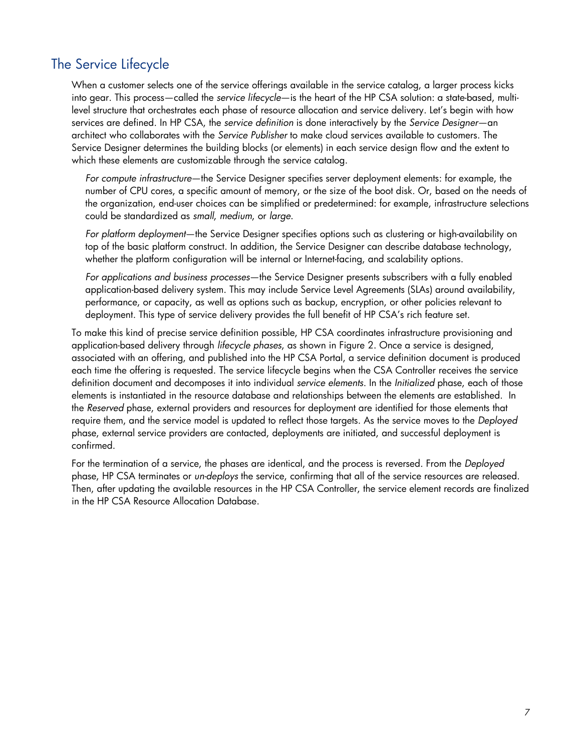## The Service Lifecycle

When a customer selects one of the service offerings available in the service catalog, a larger process kicks into gear. This process—called the *service lifecycle*—is the heart of the HP CSA solution: a state-based, multi-level structure that orchestrates each phase of resource allocation and service delivery. Let's begin with how services are defined. In HP CSA, the *service definition* is done interactively by the *Service Designer*—an architect who collaborates with the *Service Publisher* to make cloud services available to customers. The Service Designer determines the building blocks (or elements) in each service design flow and the extent to which these elements are customizable through the service catalog.

*For compute infrastructure*—the Service Designer specifies server deployment elements: for example, the number of CPU cores, a specific amount of memory, or the size of the boot disk. Or, based on the needs of the organization, end-user choices can be simplified or predetermined: for example, infrastructure selections could be standardized as *small*, *medium*, or *large*.

*For platform deployment*—the Service Designer specifies options such as clustering or high-availability on top of the basic platform construct. In addition, the Service Designer can describe database technology, whether the platform configuration will be internal or Internet-facing, and scalability options.

*For applications and business processes*—the Service Designer presents subscribers with a fully enabled application-based delivery system. This may include Service Level Agreements (SLAs) around availability, performance, or capacity, as well as options such as backup, encryption, or other policies relevant to deployment. This type of service delivery provides the full benefit of HP CSA's rich feature set.

To make this kind of precise service definition possible, HP CSA coordinates infrastructure provisioning and application-based delivery through *lifecycle phases*, as shown in Figure 2. Once a service is designed, associated with an offering, and published into the HP CSA Portal, a service definition document is produced each time the offering is requested. The service lifecycle begins when the CSA Controller receives the service definition document and decomposes it into individual *service elements*. In the *Initialized* phase, each of those elements is instantiated in the resource database and relationships between the elements are established. In the *Reserved* phase, external providers and resources for deployment are identified for those elements that require them, and the service model is updated to reflect those targets. As the service moves to the *Deployed* phase, external service providers are contacted, deployments are initiated, and successful deployment is confirmed.

For the termination of a service, the phases are identical, and the process is reversed. From the *Deployed* phase, HP CSA terminates or *un-deploys* the service, confirming that all of the service resources are released. Then, after updating the available resources in the HP CSA Controller, the service element records are finalized in the HP CSA Resource Allocation Database.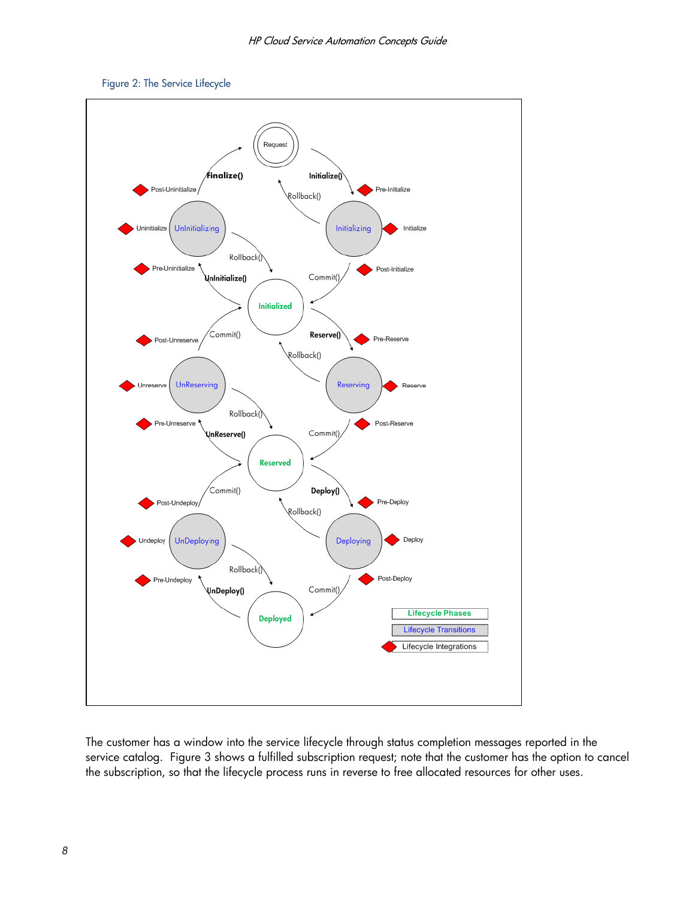Figure 2: The Service Lifecycle

The customer has a window into the service lifecycle through status completion messages reported in the service catalog. Figure 3 shows a fulfilled subscription request; note that the customer has the option to cancel the subscription, so that the lifecycle process runs in reverse to free allocated resources for other uses.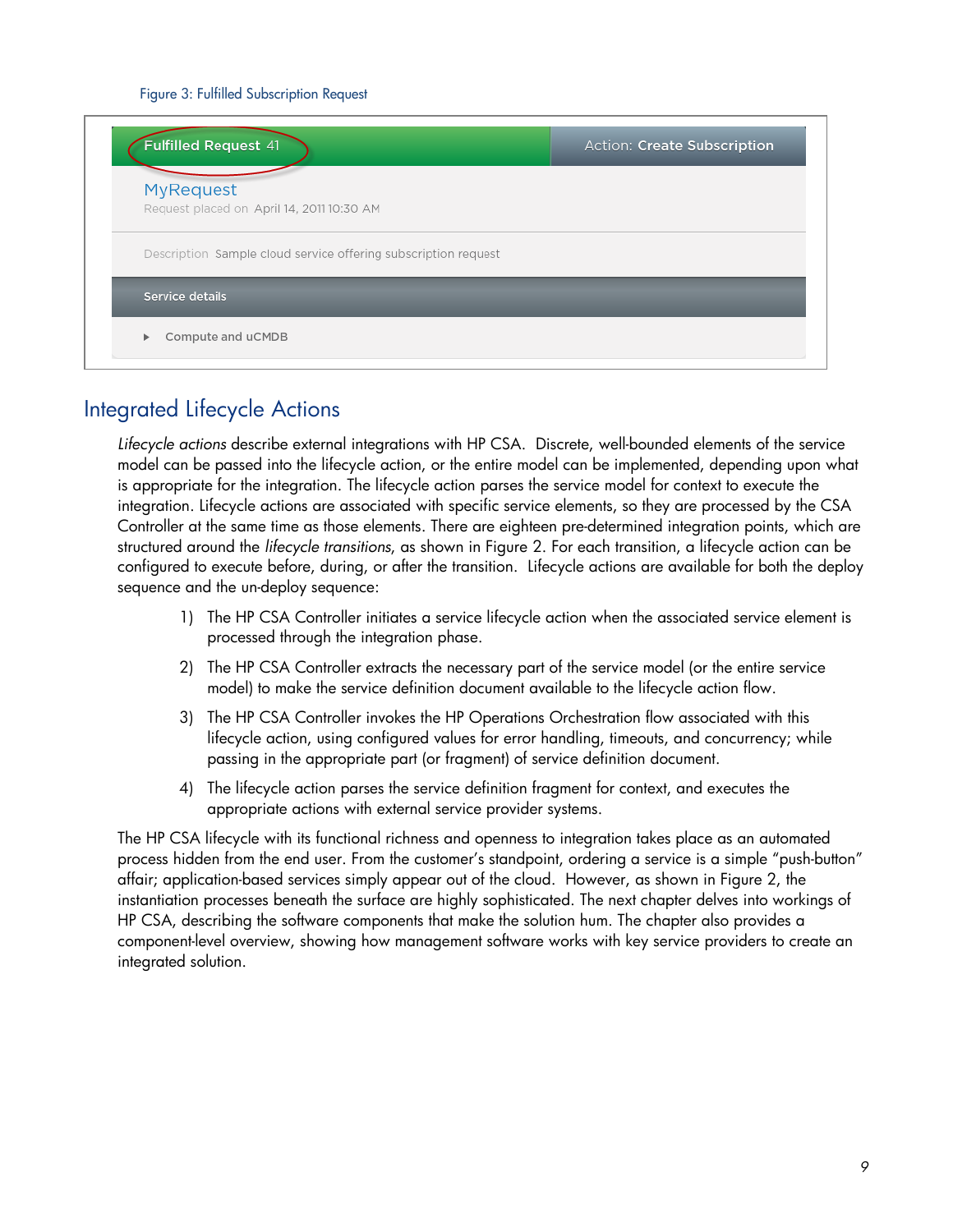Figure 3: Fulfilled Subscription Request

## Integrated Lifecycle Actions

*Lifecycle actions* describe external integrations with HP CSA. Discrete, well-bounded elements of the service model can be passed into the lifecycle action, or the entire model can be implemented, depending upon what is appropriate for the integration. The lifecycle action parses the service model for context to execute the integration. Lifecycle actions are associated with specific service elements, so they are processed by the CSA Controller at the same time as those elements. There are eighteen pre-determined integration points, which are structured around the *lifecycle transitions*, as shown in Figure 2. For each transition, a lifecycle action can be configured to execute before, during, or after the transition. Lifecycle actions are available for both the deploy sequence and the un-deploy sequence:

1) The HP CSA Controller initiates a service lifecycle action when the associated service element is processed through the integration phase.
2) The HP CSA Controller extracts the necessary part of the service model (or the entire service model) to make the service definition document available to the lifecycle action flow.
3) The HP CSA Controller invokes the HP Operations Orchestration flow associated with this lifecycle action, using configured values for error handling, timeouts, and concurrency; while passing in the appropriate part (or fragment) of service definition document.
4) The lifecycle action parses the service definition fragment for context, and executes the appropriate actions with external service provider systems.

The HP CSA lifecycle with its functional richness and openness to integration takes place as an automated process hidden from the end user. From the customer's standpoint, ordering a service is a simple "push-button" affair; application-based services simply appear out of the cloud. However, as shown in Figure 2, the instantiation processes beneath the surface are highly sophisticated. The next chapter delves into workings of HP CSA, describing the software components that make the solution hum. The chapter also provides a component-level overview, showing how management software works with key service providers to create an integrated solution.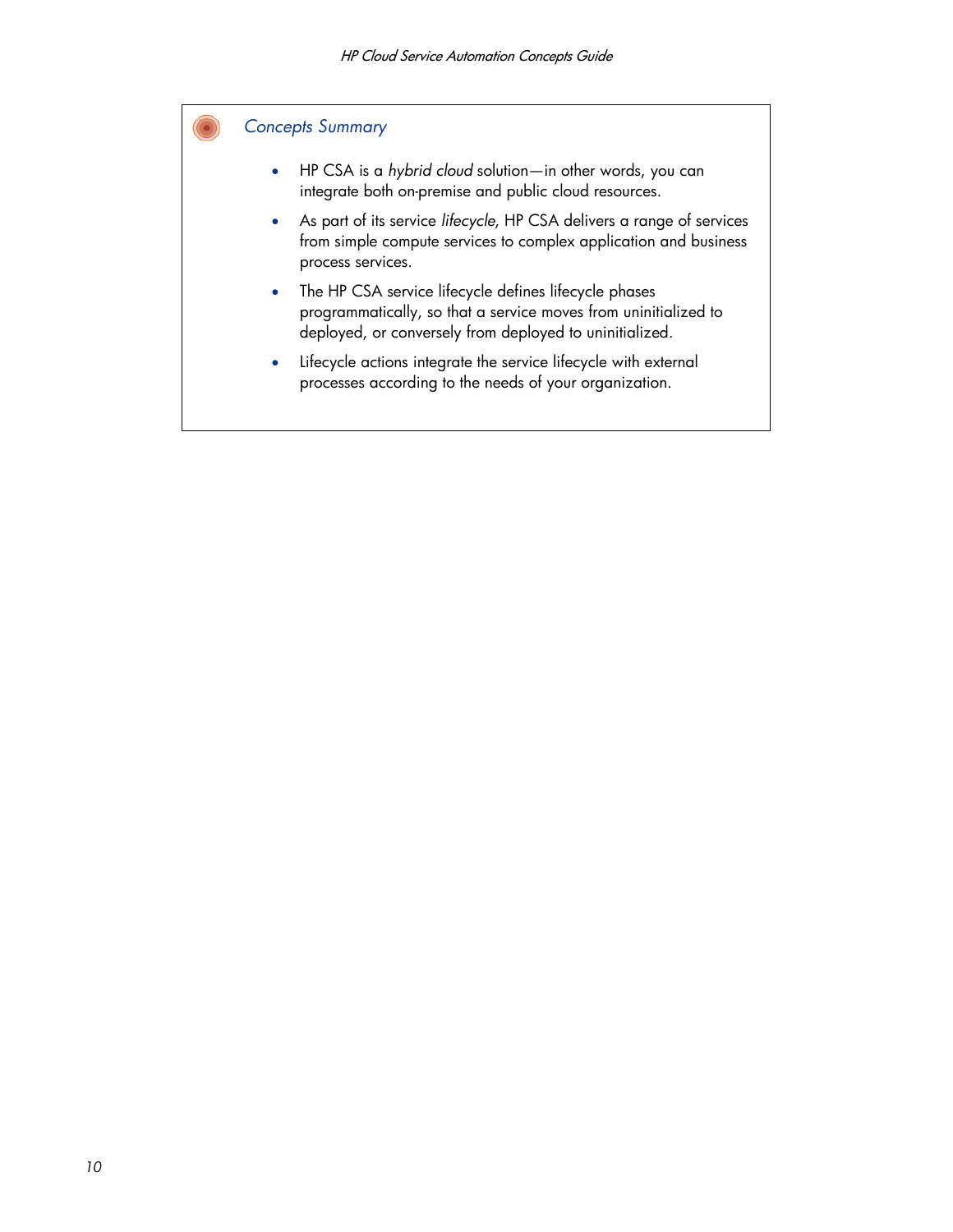### *Concepts Summary*

- HP CSA is a *hybrid cloud* solution—in other words, you can integrate both on-premise and public cloud resources.
- As part of its service *lifecycle*, HP CSA delivers a range of services from simple compute services to complex application and business process services.
- The HP CSA service lifecycle defines lifecycle phases programmatically, so that a service moves from uninitialized to deployed, or conversely from deployed to uninitialized.
- Lifecycle actions integrate the service lifecycle with external processes according to the needs of your organization.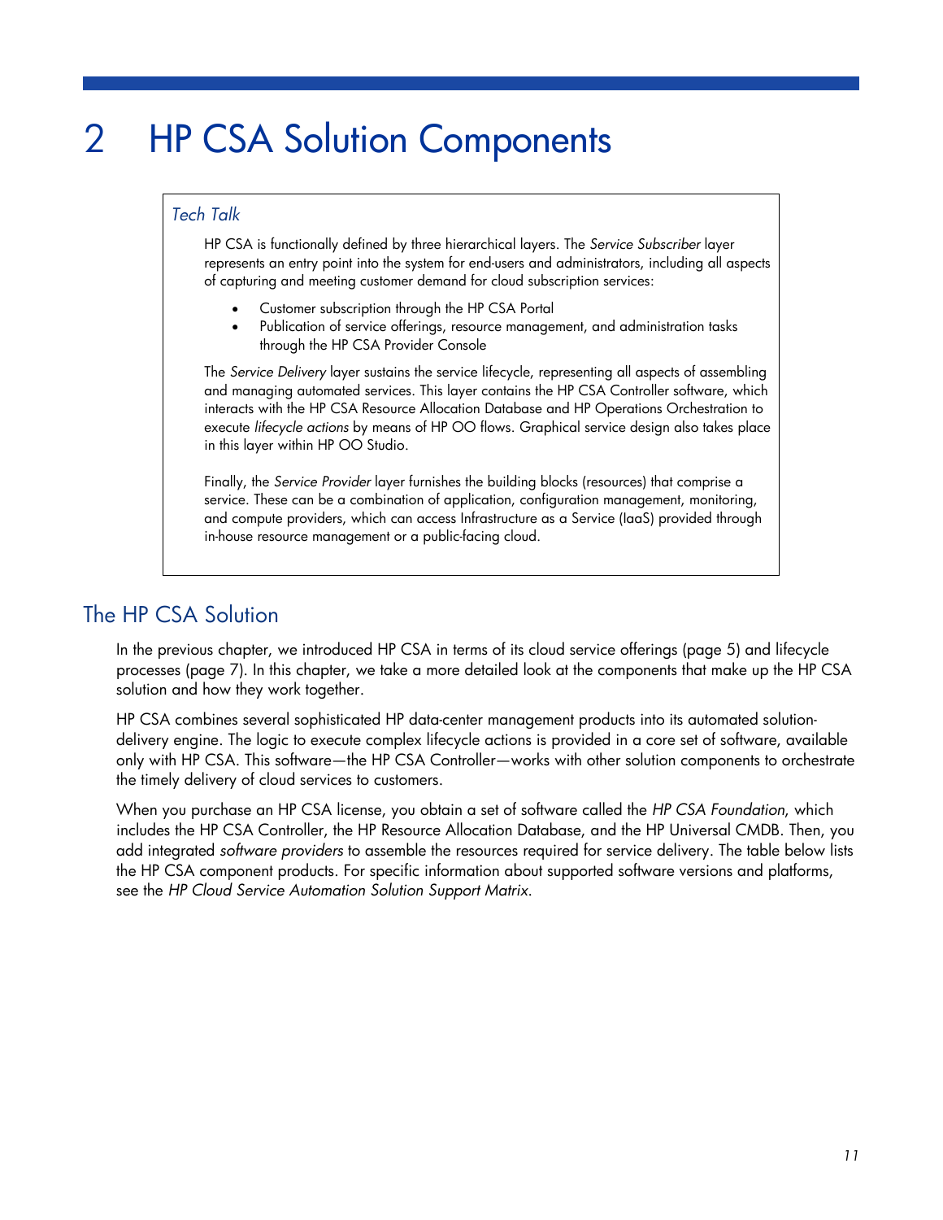# 2 HP CSA Solution Components

> *Tech Talk*
>
> HP CSA is functionally defined by three hierarchical layers. The *Service Subscriber* layer represents an entry point into the system for end-users and administrators, including all aspects of capturing and meeting customer demand for cloud subscription services:
>
> - Customer subscription through the HP CSA Portal
> - Publication of service offerings, resource management, and administration tasks through the HP CSA Provider Console
>
> The *Service Delivery* layer sustains the service lifecycle, representing all aspects of assembling and managing automated services. This layer contains the HP CSA Controller software, which interacts with the HP CSA Resource Allocation Database and HP Operations Orchestration to execute *lifecycle actions* by means of HP OO flows. Graphical service design also takes place in this layer within HP OO Studio.
>
> Finally, the *Service Provider* layer furnishes the building blocks (resources) that comprise a service. These can be a combination of application, configuration management, monitoring, and compute providers, which can access Infrastructure as a Service (IaaS) provided through in-house resource management or a public-facing cloud.

## The HP CSA Solution

In the previous chapter, we introduced HP CSA in terms of its cloud service offerings (page 5) and lifecycle processes (page 7). In this chapter, we take a more detailed look at the components that make up the HP CSA solution and how they work together.

HP CSA combines several sophisticated HP data-center management products into its automated solution-delivery engine. The logic to execute complex lifecycle actions is provided in a core set of software, available only with HP CSA. This software—the HP CSA Controller—works with other solution components to orchestrate the timely delivery of cloud services to customers.

When you purchase an HP CSA license, you obtain a set of software called the *HP CSA Foundation*, which includes the HP CSA Controller, the HP Resource Allocation Database, and the HP Universal CMDB. Then, you add integrated *software providers* to assemble the resources required for service delivery. The table below lists the HP CSA component products. For specific information about supported software versions and platforms, see the *HP Cloud Service Automation Solution Support Matrix*.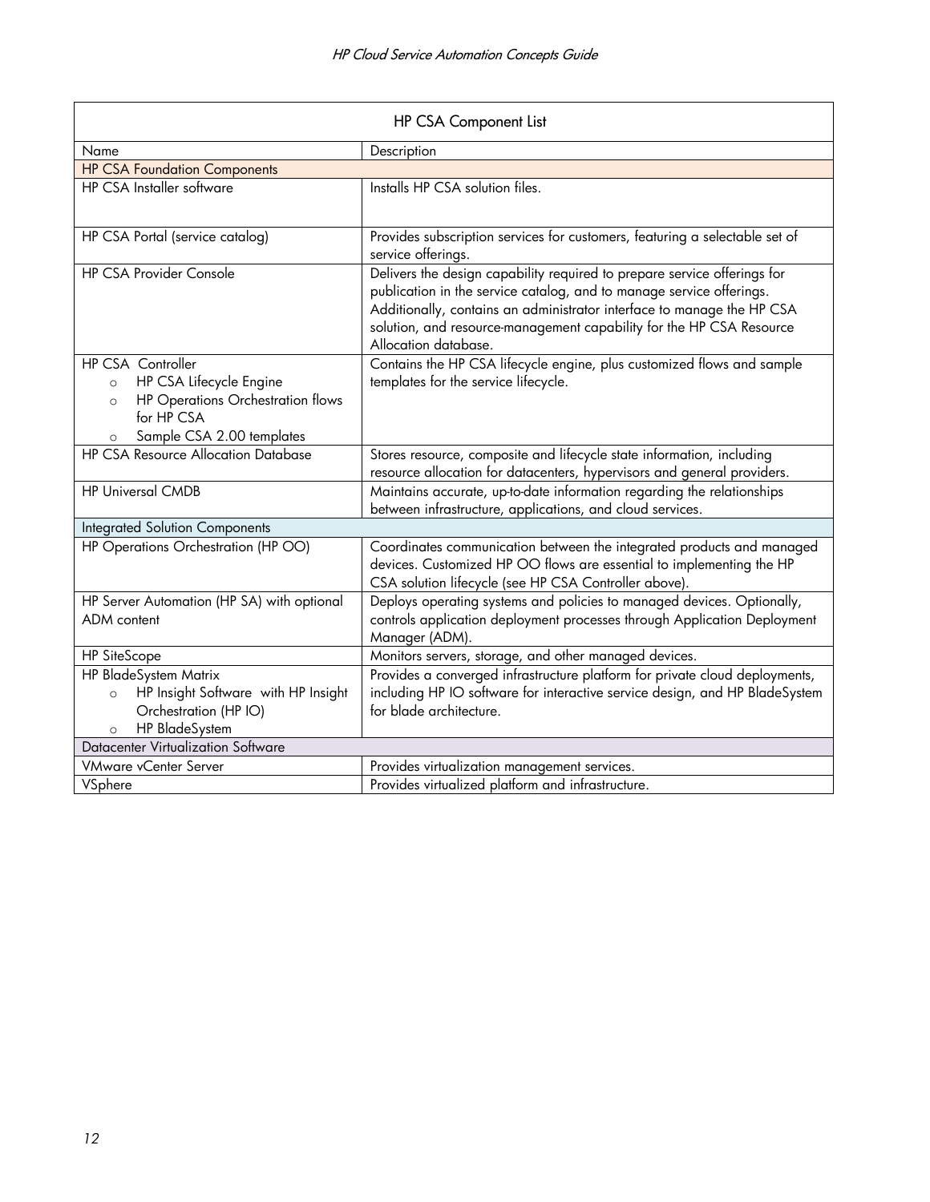| HP CSA Component List | |
|---|---|
| Name | Description |
| HP CSA Foundation Components | |
| HP CSA Installer software | Installs HP CSA solution files. |
| HP CSA Portal (service catalog) | Provides subscription services for customers, featuring a selectable set of service offerings. |
| HP CSA Provider Console | Delivers the design capability required to prepare service offerings for publication in the service catalog, and to manage service offerings. Additionally, contains an administrator interface to manage the HP CSA solution, and resource-management capability for the HP CSA Resource Allocation database. |
| HP CSA Controller<br>○ HP CSA Lifecycle Engine<br>○ HP Operations Orchestration flows for HP CSA<br>○ Sample CSA 2.00 templates | Contains the HP CSA lifecycle engine, plus customized flows and sample templates for the service lifecycle. |
| HP CSA Resource Allocation Database | Stores resource, composite and lifecycle state information, including resource allocation for datacenters, hypervisors and general providers. |
| HP Universal CMDB | Maintains accurate, up-to-date information regarding the relationships between infrastructure, applications, and cloud services. |
| Integrated Solution Components | |
| HP Operations Orchestration (HP OO) | Coordinates communication between the integrated products and managed devices. Customized HP OO flows are essential to implementing the HP CSA solution lifecycle (see HP CSA Controller above). |
| HP Server Automation (HP SA) with optional ADM content | Deploys operating systems and policies to managed devices. Optionally, controls application deployment processes through Application Deployment Manager (ADM). |
| HP SiteScope | Monitors servers, storage, and other managed devices. |
| HP BladeSystem Matrix<br>○ HP Insight Software with HP Insight Orchestration (HP IO)<br>○ HP BladeSystem | Provides a converged infrastructure platform for private cloud deployments, including HP IO software for interactive service design, and HP BladeSystem for blade architecture. |
| Datacenter Virtualization Software | |
| VMware vCenter Server | Provides virtualization management services. |
| VSphere | Provides virtualized platform and infrastructure. |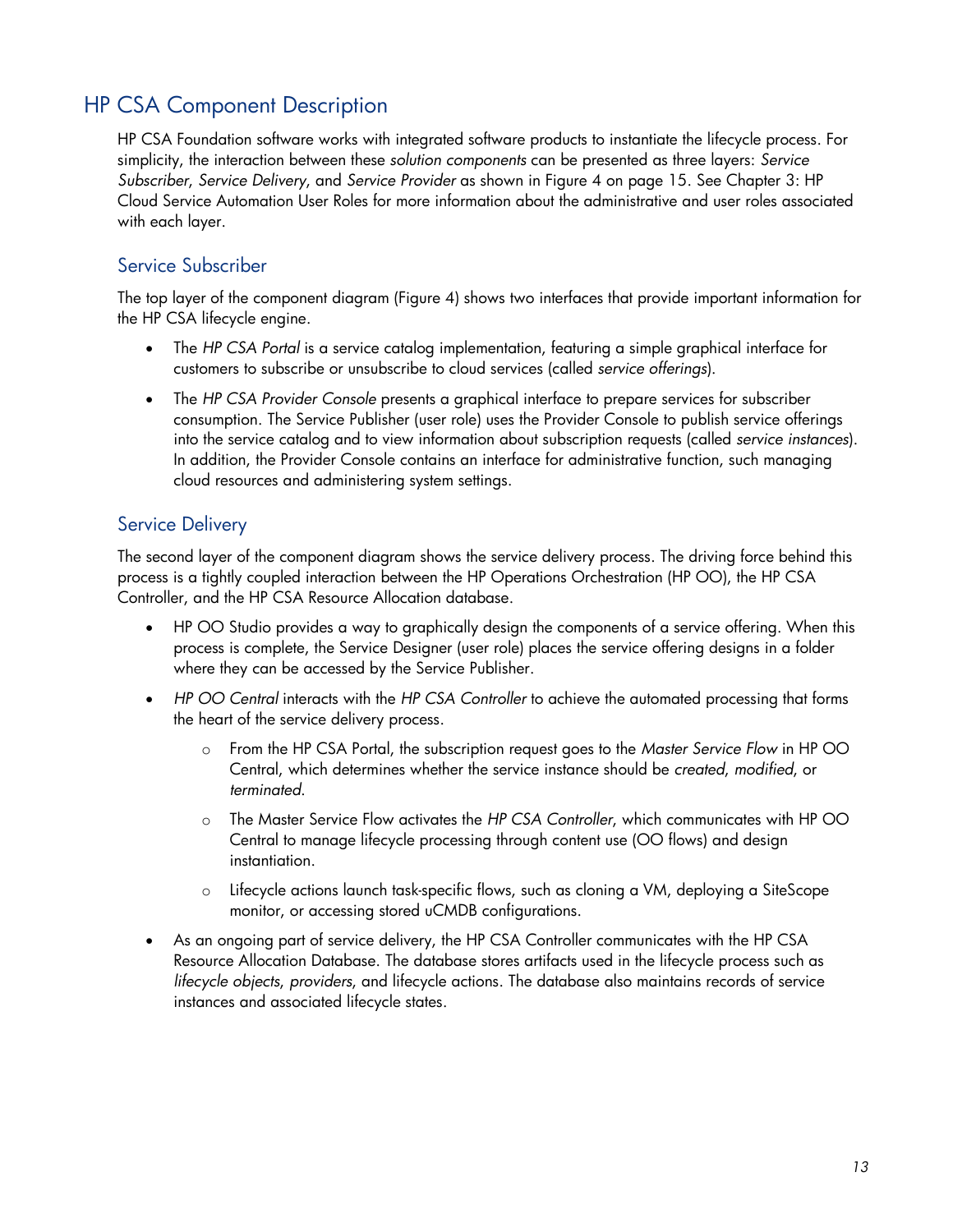## HP CSA Component Description

HP CSA Foundation software works with integrated software products to instantiate the lifecycle process. For simplicity, the interaction between these *solution components* can be presented as three layers: *Service Subscriber*, *Service Delivery*, and *Service Provider* as shown in Figure 4 on page 15. See Chapter 3: HP Cloud Service Automation User Roles for more information about the administrative and user roles associated with each layer.

### Service Subscriber

The top layer of the component diagram (Figure 4) shows two interfaces that provide important information for the HP CSA lifecycle engine.

- The *HP CSA Portal* is a service catalog implementation, featuring a simple graphical interface for customers to subscribe or unsubscribe to cloud services (called *service offerings*).
- The *HP CSA Provider Console* presents a graphical interface to prepare services for subscriber consumption. The Service Publisher (user role) uses the Provider Console to publish service offerings into the service catalog and to view information about subscription requests (called *service instances*). In addition, the Provider Console contains an interface for administrative function, such managing cloud resources and administering system settings.

### Service Delivery

The second layer of the component diagram shows the service delivery process. The driving force behind this process is a tightly coupled interaction between the HP Operations Orchestration (HP OO), the HP CSA Controller, and the HP CSA Resource Allocation database.

- HP OO Studio provides a way to graphically design the components of a service offering. When this process is complete, the Service Designer (user role) places the service offering designs in a folder where they can be accessed by the Service Publisher.
- *HP OO Central* interacts with the *HP CSA Controller* to achieve the automated processing that forms the heart of the service delivery process.
  - From the HP CSA Portal, the subscription request goes to the *Master Service Flow* in HP OO Central, which determines whether the service instance should be *created*, *modified*, or *terminated*.
  - The Master Service Flow activates the *HP CSA Controller*, which communicates with HP OO Central to manage lifecycle processing through content use (OO flows) and design instantiation.
  - Lifecycle actions launch task-specific flows, such as cloning a VM, deploying a SiteScope monitor, or accessing stored uCMDB configurations.
- As an ongoing part of service delivery, the HP CSA Controller communicates with the HP CSA Resource Allocation Database. The database stores artifacts used in the lifecycle process such as *lifecycle objects*, *providers*, and lifecycle actions. The database also maintains records of service instances and associated lifecycle states.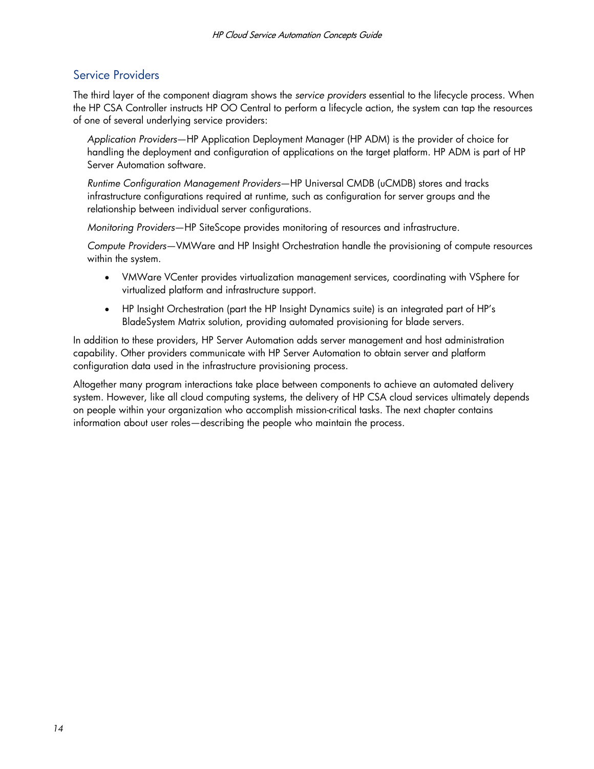## Service Providers

The third layer of the component diagram shows the *service providers* essential to the lifecycle process. When the HP CSA Controller instructs HP OO Central to perform a lifecycle action, the system can tap the resources of one of several underlying service providers:

*Application Providers*—HP Application Deployment Manager (HP ADM) is the provider of choice for handling the deployment and configuration of applications on the target platform. HP ADM is part of HP Server Automation software.

*Runtime Configuration Management Providers*—HP Universal CMDB (uCMDB) stores and tracks infrastructure configurations required at runtime, such as configuration for server groups and the relationship between individual server configurations.

*Monitoring Providers*—HP SiteScope provides monitoring of resources and infrastructure.

*Compute Providers*—VMWare and HP Insight Orchestration handle the provisioning of compute resources within the system.

- VMWare VCenter provides virtualization management services, coordinating with VSphere for virtualized platform and infrastructure support.
- HP Insight Orchestration (part the HP Insight Dynamics suite) is an integrated part of HP's BladeSystem Matrix solution, providing automated provisioning for blade servers.

In addition to these providers, HP Server Automation adds server management and host administration capability. Other providers communicate with HP Server Automation to obtain server and platform configuration data used in the infrastructure provisioning process.

Altogether many program interactions take place between components to achieve an automated delivery system. However, like all cloud computing systems, the delivery of HP CSA cloud services ultimately depends on people within your organization who accomplish mission-critical tasks. The next chapter contains information about user roles—describing the people who maintain the process.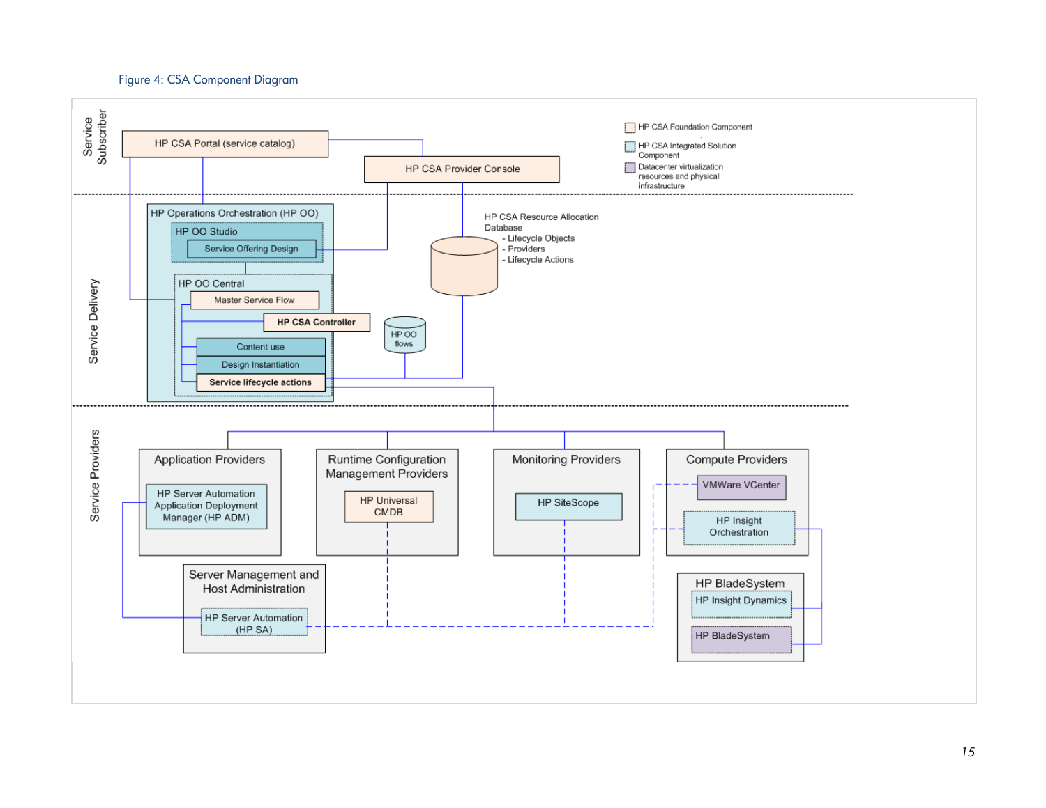Figure 4: CSA Component Diagram

Service Subscriber

HP CSA Portal (service catalog)

HP CSA Provider Console

HP CSA Foundation Component

HP CSA Integrated Solution Component

Datacenter virtualization resources and physical infrastructure

Service Delivery

HP Operations Orchestration (HP OO)

HP OO Studio

Service Offering Design

HP OO Central

Master Service Flow

**HP CSA Controller**

Content use

Design Instantiation

**Service lifecycle actions**

HP OO flows

HP CSA Resource Allocation Database
- Lifecycle Objects
- Providers
- Lifecycle Actions

Service Providers

Application Providers

HP Server Automation Application Deployment Manager (HP ADM)

Runtime Configuration Management Providers

HP Universal CMDB

Monitoring Providers

HP SiteScope

Compute Providers

VMWare VCenter

HP Insight Orchestration

Server Management and Host Administration

HP Server Automation (HP SA)

HP BladeSystem

HP Insight Dynamics

HP BladeSystem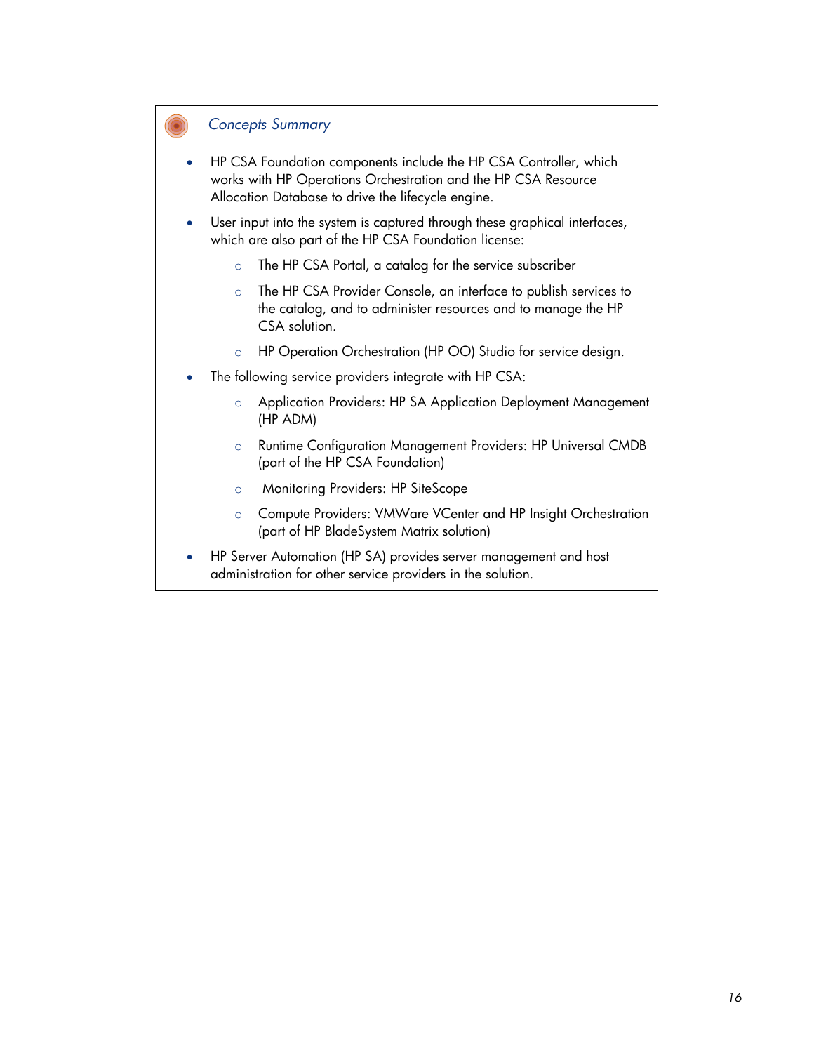*Concepts Summary*

- HP CSA Foundation components include the HP CSA Controller, which works with HP Operations Orchestration and the HP CSA Resource Allocation Database to drive the lifecycle engine.
- User input into the system is captured through these graphical interfaces, which are also part of the HP CSA Foundation license:
    - The HP CSA Portal, a catalog for the service subscriber
    - The HP CSA Provider Console, an interface to publish services to the catalog, and to administer resources and to manage the HP CSA solution.
    - HP Operation Orchestration (HP OO) Studio for service design.
- The following service providers integrate with HP CSA:
    - Application Providers: HP SA Application Deployment Management (HP ADM)
    - Runtime Configuration Management Providers: HP Universal CMDB (part of the HP CSA Foundation)
    - Monitoring Providers: HP SiteScope
    - Compute Providers: VMWare VCenter and HP Insight Orchestration (part of HP BladeSystem Matrix solution)
- HP Server Automation (HP SA) provides server management and host administration for other service providers in the solution.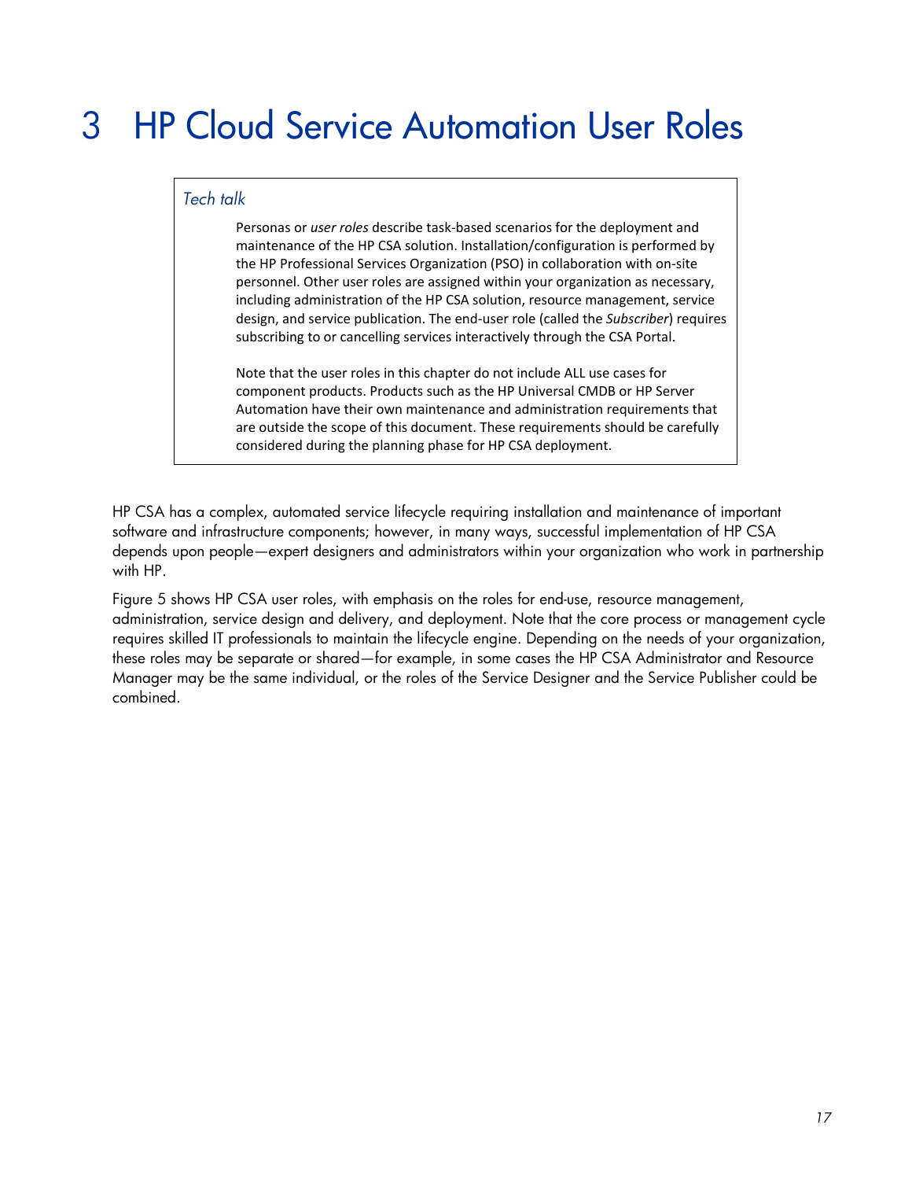# 3 HP Cloud Service Automation User Roles

> *Tech talk*
>
> Personas or *user roles* describe task-based scenarios for the deployment and maintenance of the HP CSA solution. Installation/configuration is performed by the HP Professional Services Organization (PSO) in collaboration with on-site personnel. Other user roles are assigned within your organization as necessary, including administration of the HP CSA solution, resource management, service design, and service publication. The end-user role (called the *Subscriber*) requires subscribing to or cancelling services interactively through the CSA Portal.
>
> Note that the user roles in this chapter do not include ALL use cases for component products. Products such as the HP Universal CMDB or HP Server Automation have their own maintenance and administration requirements that are outside the scope of this document. These requirements should be carefully considered during the planning phase for HP CSA deployment.

HP CSA has a complex, automated service lifecycle requiring installation and maintenance of important software and infrastructure components; however, in many ways, successful implementation of HP CSA depends upon people—expert designers and administrators within your organization who work in partnership with HP.

Figure 5 shows HP CSA user roles, with emphasis on the roles for end-use, resource management, administration, service design and delivery, and deployment. Note that the core process or management cycle requires skilled IT professionals to maintain the lifecycle engine. Depending on the needs of your organization, these roles may be separate or shared—for example, in some cases the HP CSA Administrator and Resource Manager may be the same individual, or the roles of the Service Designer and the Service Publisher could be combined.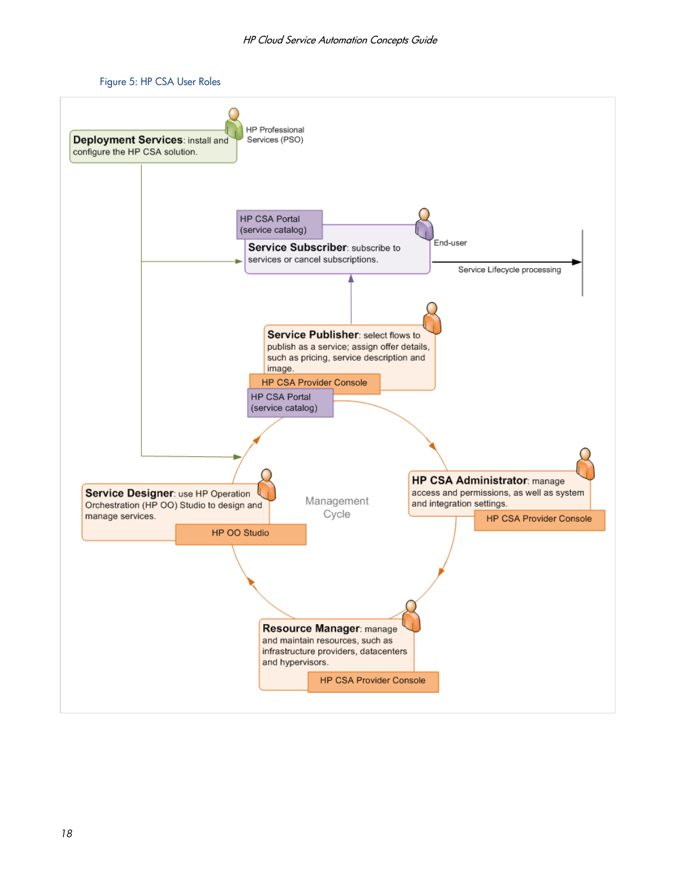Figure 5: HP CSA User Roles

**Deployment Services**: install and configure the HP CSA solution.

HP Professional Services (PSO)

HP CSA Portal (service catalog)

**Service Subscriber**: subscribe to services or cancel subscriptions.

End-user

Service Lifecycle processing

**Service Publisher**: select flows to publish as a service; assign offer details, such as pricing, service description and image.

HP CSA Provider Console

HP CSA Portal (service catalog)

Management Cycle

**Service Designer**: use HP Operation Orchestration (HP OO) Studio to design and manage services.

HP OO Studio

**HP CSA Administrator**: manage access and permissions, as well as system and integration settings.

HP CSA Provider Console

**Resource Manager**: manage and maintain resources, such as infrastructure providers, datacenters and hypervisors.

HP CSA Provider Console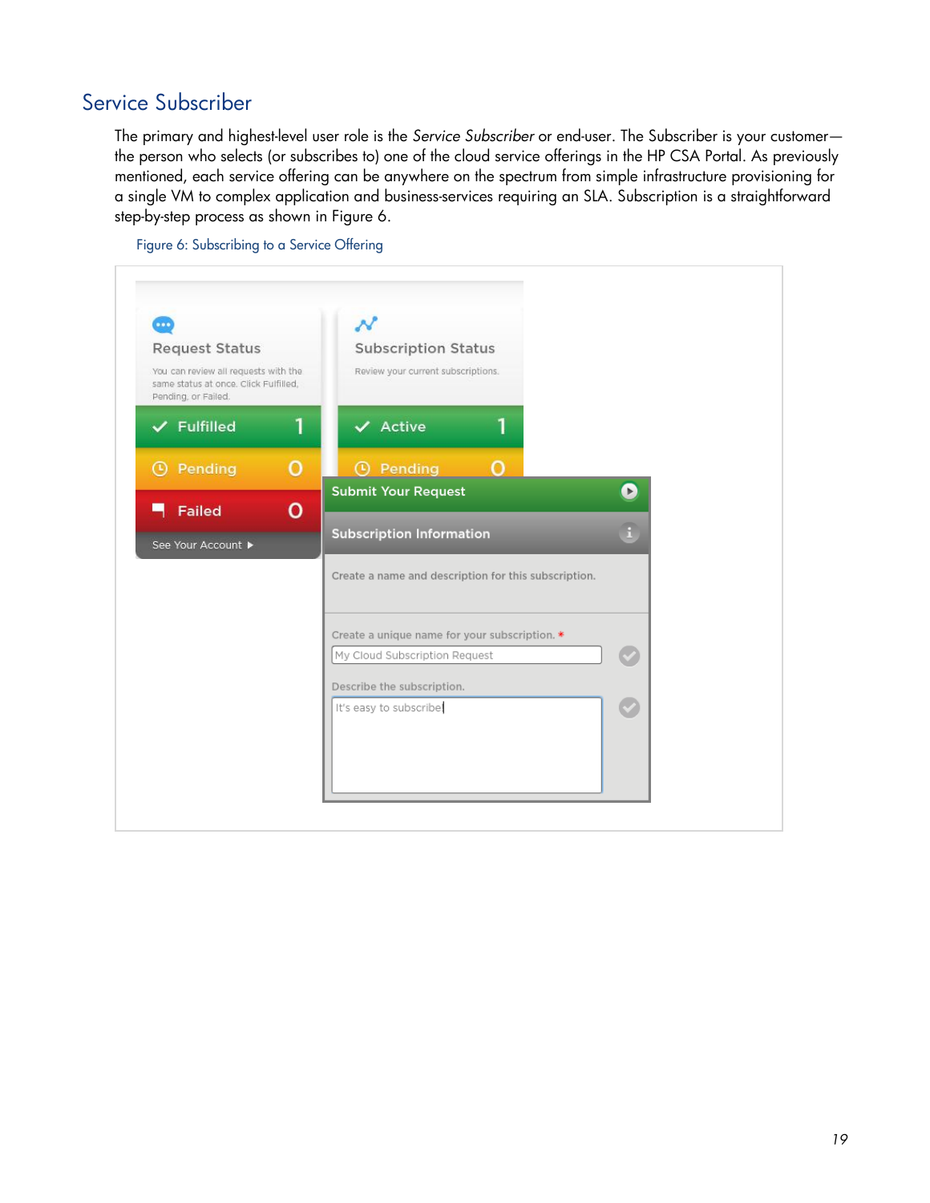## Service Subscriber

The primary and highest-level user role is the *Service Subscriber* or end-user. The Subscriber is your customer—the person who selects (or subscribes to) one of the cloud service offerings in the HP CSA Portal. As previously mentioned, each service offering can be anywhere on the spectrum from simple infrastructure provisioning for a single VM to complex application and business-services requiring an SLA. Subscription is a straightforward step-by-step process as shown in Figure 6.

Figure 6: Subscribing to a Service Offering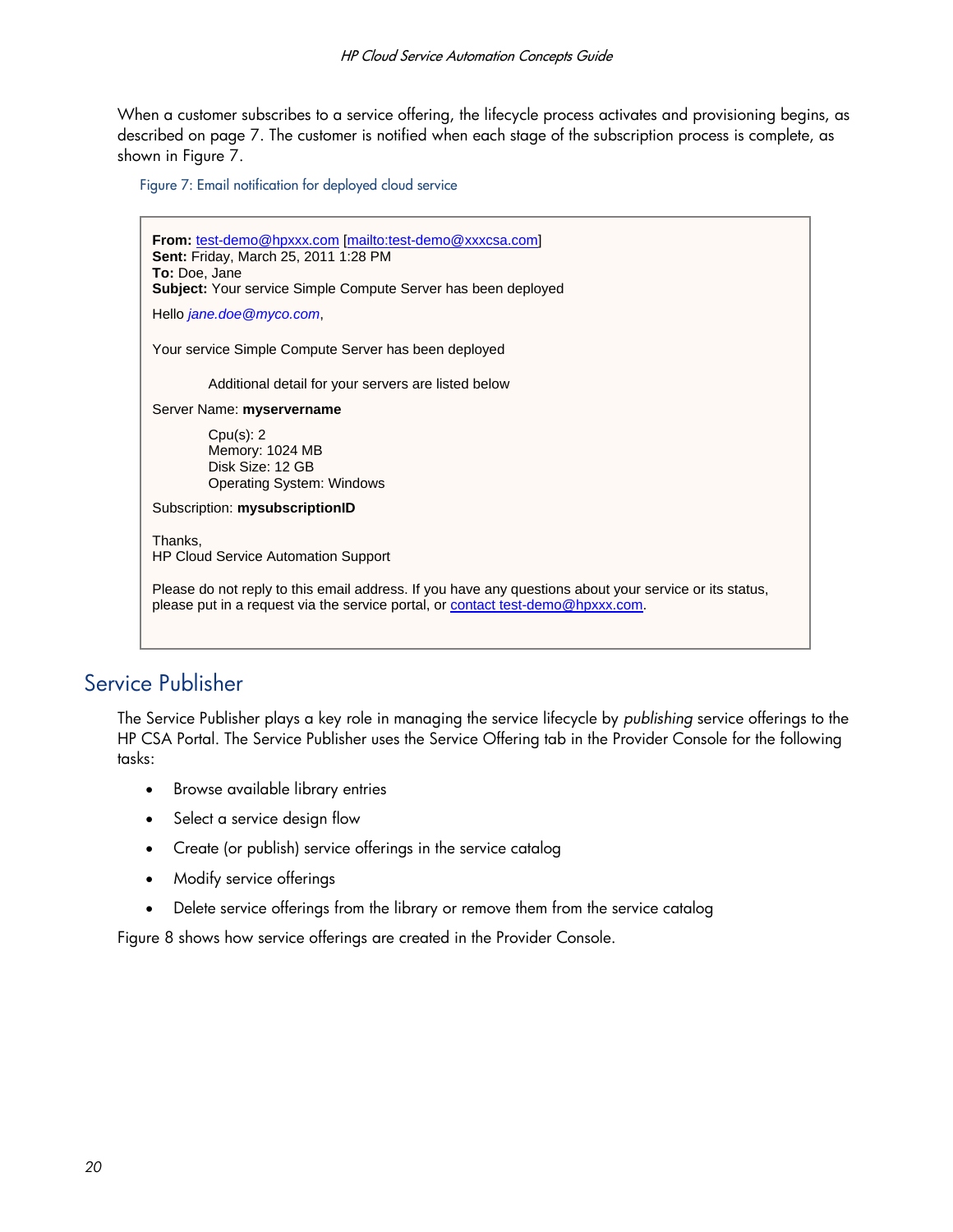When a customer subscribes to a service offering, the lifecycle process activates and provisioning begins, as described on page 7. The customer is notified when each stage of the subscription process is complete, as shown in Figure 7.

Figure 7: Email notification for deployed cloud service

> **From:** test-demo@hpxxx.com [mailto:test-demo@xxxcsa.com]
> **Sent:** Friday, March 25, 2011 1:28 PM
> **To:** Doe, Jane
> **Subject:** Your service Simple Compute Server has been deployed
>
> Hello *jane.doe@myco.com*,
>
> Your service Simple Compute Server has been deployed
>
> Additional detail for your servers are listed below
>
> Server Name: **myservername**
>
> Cpu(s): 2
> Memory: 1024 MB
> Disk Size: 12 GB
> Operating System: Windows
>
> Subscription: **mysubscriptionID**
>
> Thanks,
> HP Cloud Service Automation Support
>
> Please do not reply to this email address. If you have any questions about your service or its status, please put in a request via the service portal, or contact test-demo@hpxxx.com.

## Service Publisher

The Service Publisher plays a key role in managing the service lifecycle by *publishing* service offerings to the HP CSA Portal. The Service Publisher uses the Service Offering tab in the Provider Console for the following tasks:

- Browse available library entries
- Select a service design flow
- Create (or publish) service offerings in the service catalog
- Modify service offerings
- Delete service offerings from the library or remove them from the service catalog

Figure 8 shows how service offerings are created in the Provider Console.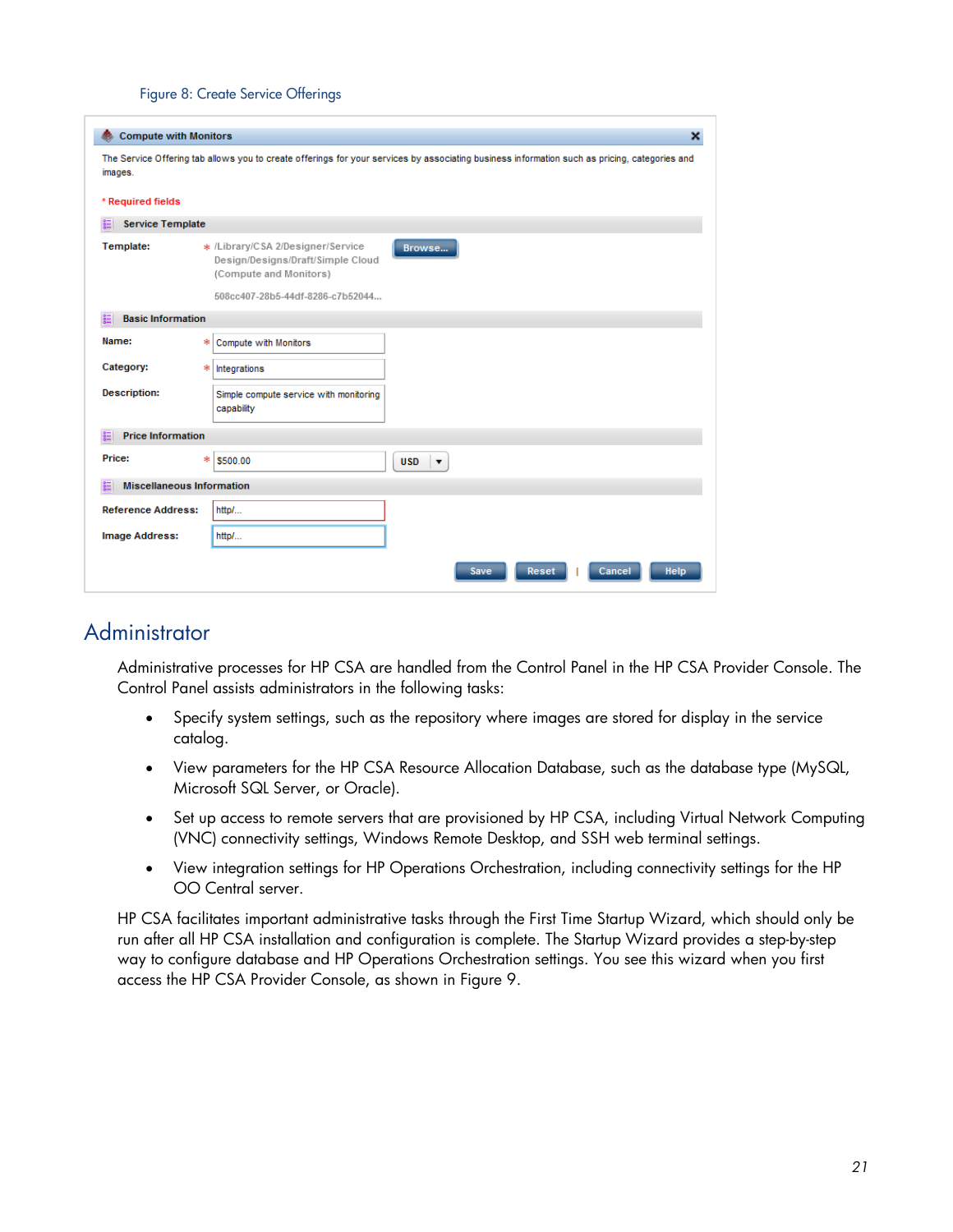Figure 8: Create Service Offerings

# Administrator

Administrative processes for HP CSA are handled from the Control Panel in the HP CSA Provider Console. The Control Panel assists administrators in the following tasks:

- Specify system settings, such as the repository where images are stored for display in the service catalog.
- View parameters for the HP CSA Resource Allocation Database, such as the database type (MySQL, Microsoft SQL Server, or Oracle).
- Set up access to remote servers that are provisioned by HP CSA, including Virtual Network Computing (VNC) connectivity settings, Windows Remote Desktop, and SSH web terminal settings.
- View integration settings for HP Operations Orchestration, including connectivity settings for the HP OO Central server.

HP CSA facilitates important administrative tasks through the First Time Startup Wizard, which should only be run after all HP CSA installation and configuration is complete. The Startup Wizard provides a step-by-step way to configure database and HP Operations Orchestration settings. You see this wizard when you first access the HP CSA Provider Console, as shown in Figure 9.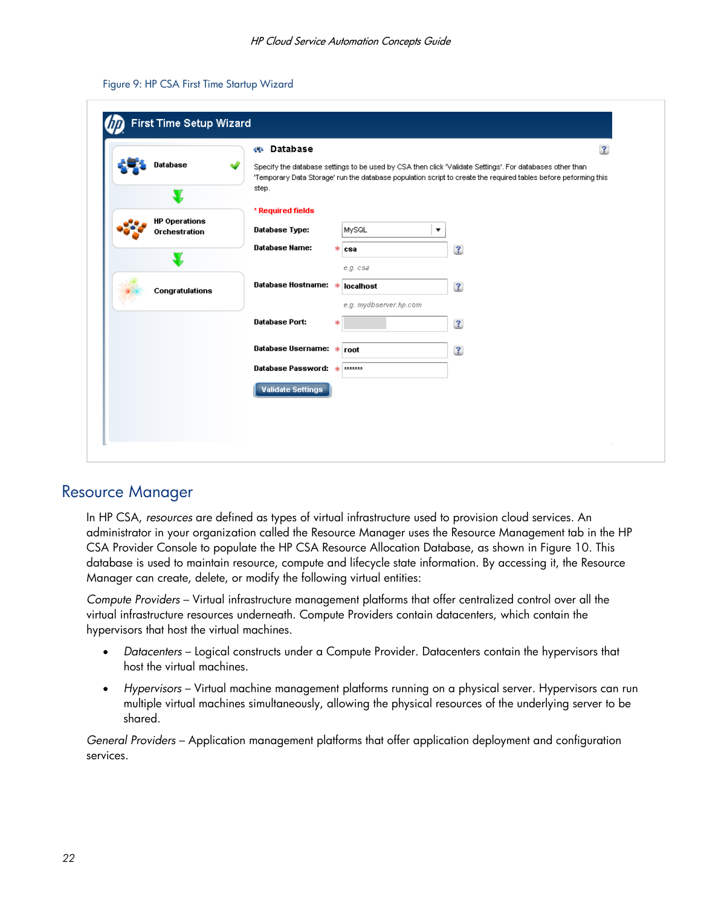Figure 9: HP CSA First Time Startup Wizard

## Resource Manager

In HP CSA, *resources* are defined as types of virtual infrastructure used to provision cloud services. An administrator in your organization called the Resource Manager uses the Resource Management tab in the HP CSA Provider Console to populate the HP CSA Resource Allocation Database, as shown in Figure 10. This database is used to maintain resource, compute and lifecycle state information. By accessing it, the Resource Manager can create, delete, or modify the following virtual entities:

*Compute Providers* – Virtual infrastructure management platforms that offer centralized control over all the virtual infrastructure resources underneath. Compute Providers contain datacenters, which contain the hypervisors that host the virtual machines.

- *Datacenters* – Logical constructs under a Compute Provider. Datacenters contain the hypervisors that host the virtual machines.
- *Hypervisors* – Virtual machine management platforms running on a physical server. Hypervisors can run multiple virtual machines simultaneously, allowing the physical resources of the underlying server to be shared.

*General Providers* – Application management platforms that offer application deployment and configuration services.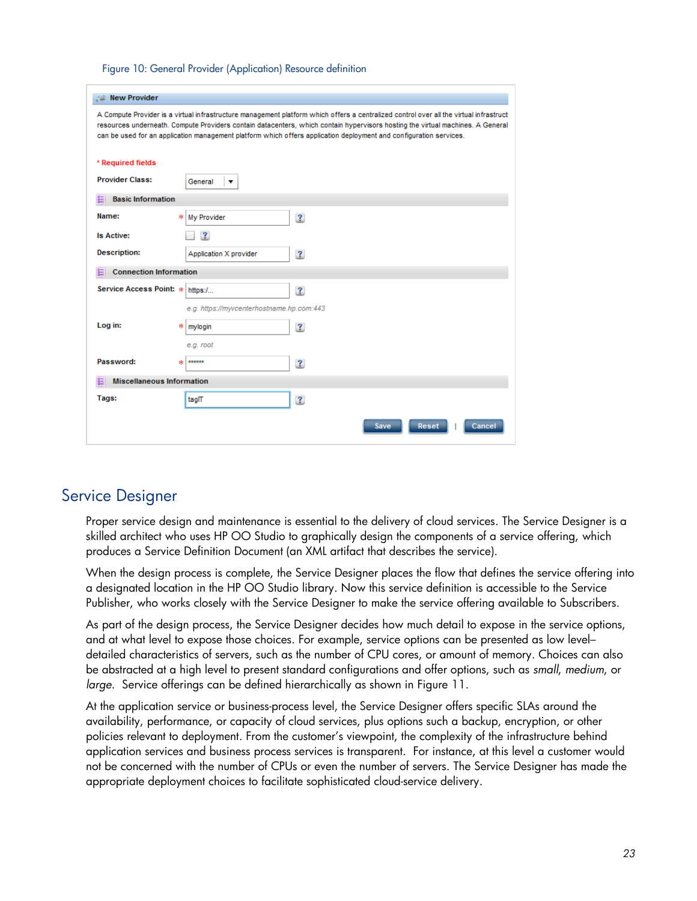Figure 10: General Provider (Application) Resource definition

## Service Designer

Proper service design and maintenance is essential to the delivery of cloud services. The Service Designer is a skilled architect who uses HP OO Studio to graphically design the components of a service offering, which produces a Service Definition Document (an XML artifact that describes the service).

When the design process is complete, the Service Designer places the flow that defines the service offering into a designated location in the HP OO Studio library. Now this service definition is accessible to the Service Publisher, who works closely with the Service Designer to make the service offering available to Subscribers.

As part of the design process, the Service Designer decides how much detail to expose in the service options, and at what level to expose those choices. For example, service options can be presented as low level–detailed characteristics of servers, such as the number of CPU cores, or amount of memory. Choices can also be abstracted at a high level to present standard configurations and offer options, such as *small*, *medium*, or *large*. Service offerings can be defined hierarchically as shown in Figure 11.

At the application service or business-process level, the Service Designer offers specific SLAs around the availability, performance, or capacity of cloud services, plus options such a backup, encryption, or other policies relevant to deployment. From the customer's viewpoint, the complexity of the infrastructure behind application services and business process services is transparent. For instance, at this level a customer would not be concerned with the number of CPUs or even the number of servers. The Service Designer has made the appropriate deployment choices to facilitate sophisticated cloud-service delivery.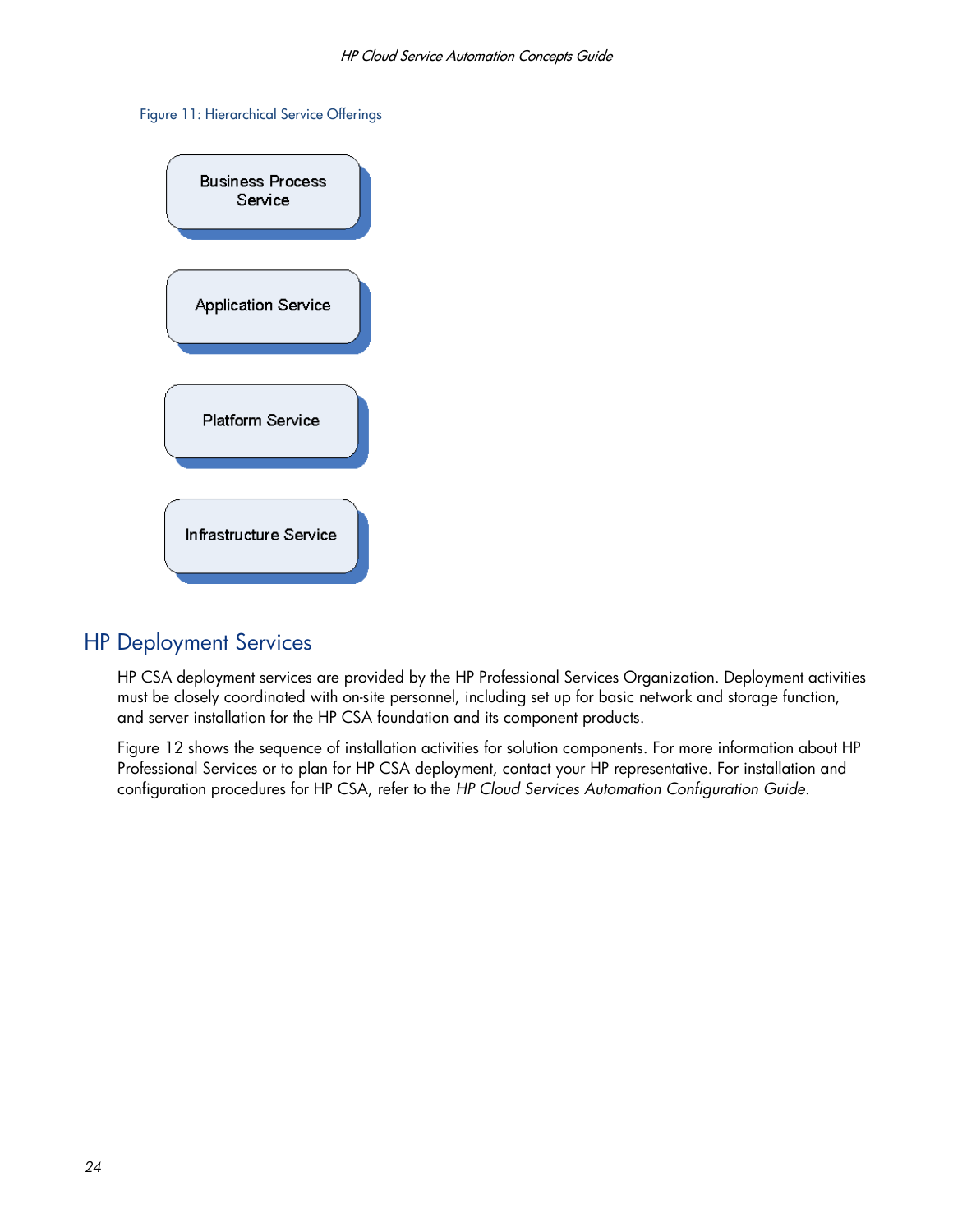Figure 11: Hierarchical Service Offerings

Business Process Service

Application Service

Platform Service

Infrastructure Service

## HP Deployment Services

HP CSA deployment services are provided by the HP Professional Services Organization. Deployment activities must be closely coordinated with on-site personnel, including set up for basic network and storage function, and server installation for the HP CSA foundation and its component products.

Figure 12 shows the sequence of installation activities for solution components. For more information about HP Professional Services or to plan for HP CSA deployment, contact your HP representative. For installation and configuration procedures for HP CSA, refer to the *HP Cloud Services Automation Configuration Guide*.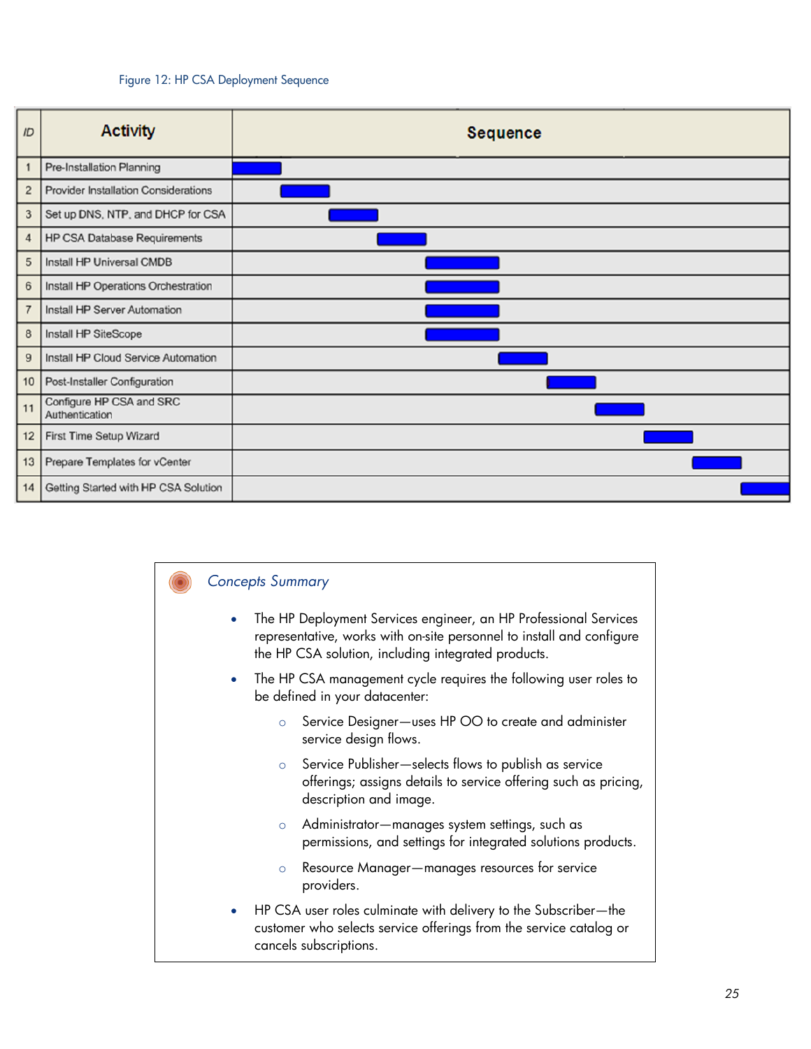Figure 12: HP CSA Deployment Sequence

| ID | Activity | Sequence |
|---|---|---|
| 1 | Pre-Installation Planning | |
| 2 | Provider Installation Considerations | |
| 3 | Set up DNS, NTP, and DHCP for CSA | |
| 4 | HP CSA Database Requirements | |
| 5 | Install HP Universal CMDB | |
| 6 | Install HP Operations Orchestration | |
| 7 | Install HP Server Automation | |
| 8 | Install HP SiteScope | |
| 9 | Install HP Cloud Service Automation | |
| 10 | Post-Installer Configuration | |
| 11 | Configure HP CSA and SRC Authentication | |
| 12 | First Time Setup Wizard | |
| 13 | Prepare Templates for vCenter | |
| 14 | Getting Started with HP CSA Solution | |

*Concepts Summary*

- The HP Deployment Services engineer, an HP Professional Services representative, works with on-site personnel to install and configure the HP CSA solution, including integrated products.
- The HP CSA management cycle requires the following user roles to be defined in your datacenter:
  - Service Designer—uses HP OO to create and administer service design flows.
  - Service Publisher—selects flows to publish as service offerings; assigns details to service offering such as pricing, description and image.
  - Administrator—manages system settings, such as permissions, and settings for integrated solutions products.
  - Resource Manager—manages resources for service providers.
- HP CSA user roles culminate with delivery to the Subscriber—the customer who selects service offerings from the service catalog or cancels subscriptions.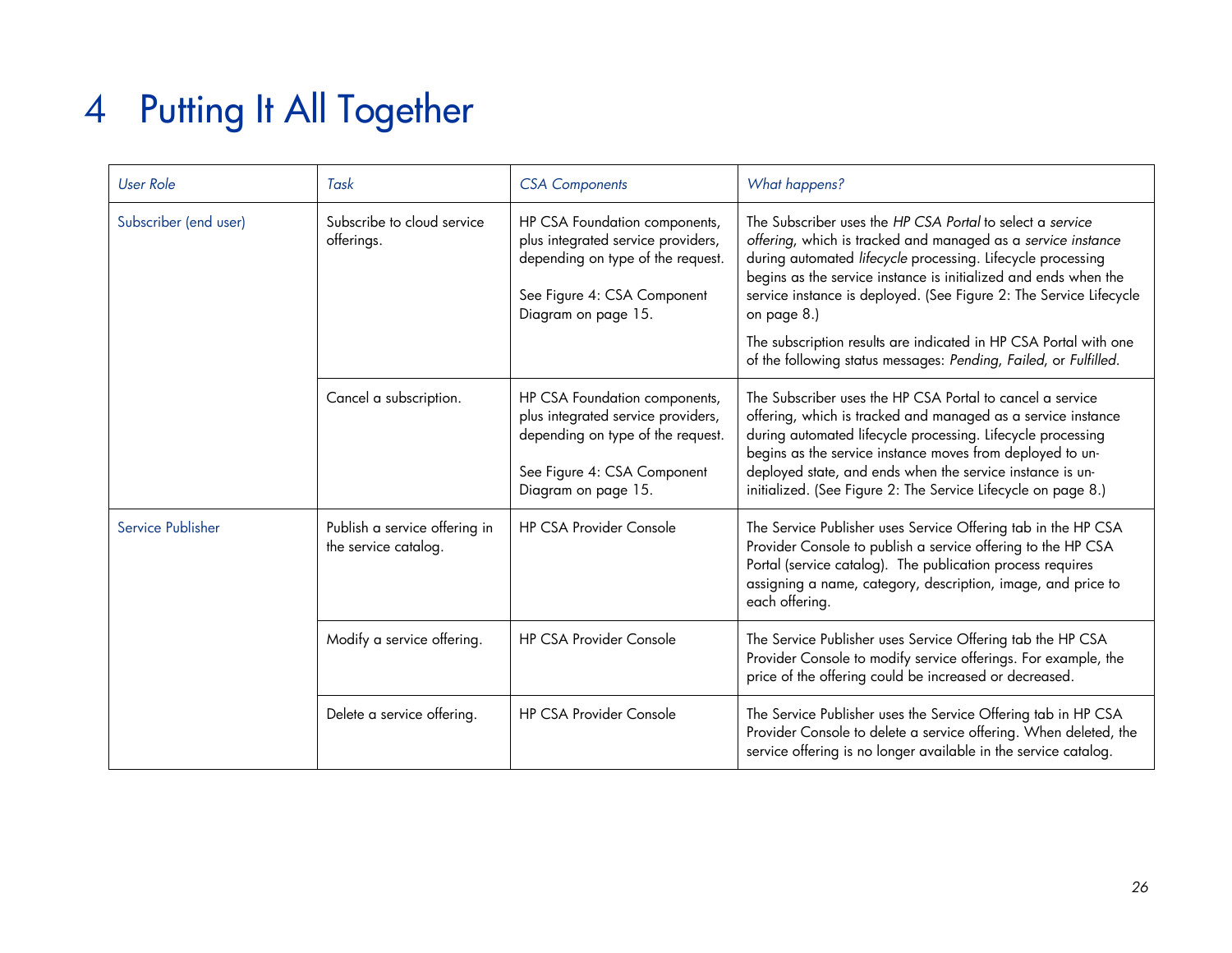# 4 Putting It All Together

| *User Role* | *Task* | *CSA Components* | *What happens?* |
|---|---|---|---|
| Subscriber (end user) | Subscribe to cloud service offerings. | HP CSA Foundation components, plus integrated service providers, depending on type of the request.<br><br>See Figure 4: CSA Component Diagram on page 15. | The Subscriber uses the *HP CSA Portal* to select a *service offering*, which is tracked and managed as a *service instance* during automated *lifecycle* processing. Lifecycle processing begins as the service instance is initialized and ends when the service instance is deployed. (See Figure 2: The Service Lifecycle on page 8.)<br><br>The subscription results are indicated in HP CSA Portal with one of the following status messages: *Pending*, *Failed*, or *Fulfilled*. |
| | Cancel a subscription. | HP CSA Foundation components, plus integrated service providers, depending on type of the request.<br><br>See Figure 4: CSA Component Diagram on page 15. | The Subscriber uses the HP CSA Portal to cancel a service offering, which is tracked and managed as a service instance during automated lifecycle processing. Lifecycle processing begins as the service instance moves from deployed to un-deployed state, and ends when the service instance is un-initialized. (See Figure 2: The Service Lifecycle on page 8.) |
| Service Publisher | Publish a service offering in the service catalog. | HP CSA Provider Console | The Service Publisher uses Service Offering tab in the HP CSA Provider Console to publish a service offering to the HP CSA Portal (service catalog). The publication process requires assigning a name, category, description, image, and price to each offering. |
| | Modify a service offering. | HP CSA Provider Console | The Service Publisher uses Service Offering tab the HP CSA Provider Console to modify service offerings. For example, the price of the offering could be increased or decreased. |
| | Delete a service offering. | HP CSA Provider Console | The Service Publisher uses the Service Offering tab in HP CSA Provider Console to delete a service offering. When deleted, the service offering is no longer available in the service catalog. |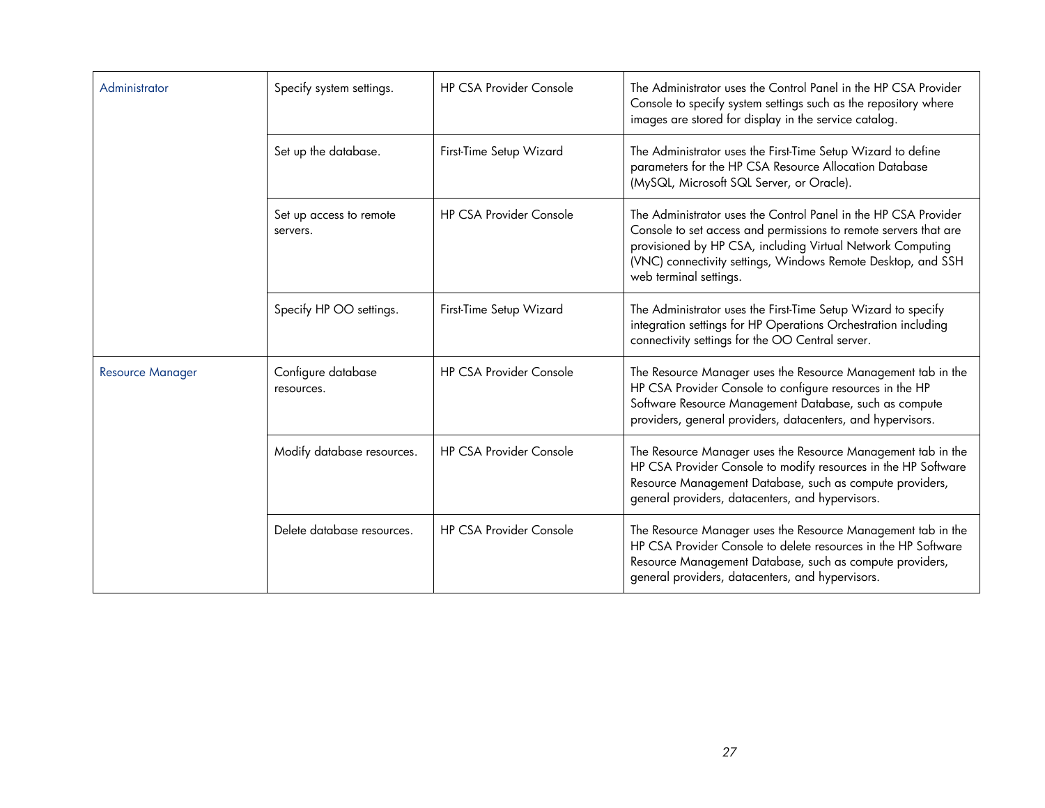| Administrator | Specify system settings. | HP CSA Provider Console | The Administrator uses the Control Panel in the HP CSA Provider Console to specify system settings such as the repository where images are stored for display in the service catalog. |
|---|---|---|---|
| | Set up the database. | First-Time Setup Wizard | The Administrator uses the First-Time Setup Wizard to define parameters for the HP CSA Resource Allocation Database (MySQL, Microsoft SQL Server, or Oracle). |
| | Set up access to remote servers. | HP CSA Provider Console | The Administrator uses the Control Panel in the HP CSA Provider Console to set access and permissions to remote servers that are provisioned by HP CSA, including Virtual Network Computing (VNC) connectivity settings, Windows Remote Desktop, and SSH web terminal settings. |
| | Specify HP OO settings. | First-Time Setup Wizard | The Administrator uses the First-Time Setup Wizard to specify integration settings for HP Operations Orchestration including connectivity settings for the OO Central server. |
| Resource Manager | Configure database resources. | HP CSA Provider Console | The Resource Manager uses the Resource Management tab in the HP CSA Provider Console to configure resources in the HP Software Resource Management Database, such as compute providers, general providers, datacenters, and hypervisors. |
| | Modify database resources. | HP CSA Provider Console | The Resource Manager uses the Resource Management tab in the HP CSA Provider Console to modify resources in the HP Software Resource Management Database, such as compute providers, general providers, datacenters, and hypervisors. |
| | Delete database resources. | HP CSA Provider Console | The Resource Manager uses the Resource Management tab in the HP CSA Provider Console to delete resources in the HP Software Resource Management Database, such as compute providers, general providers, datacenters, and hypervisors. |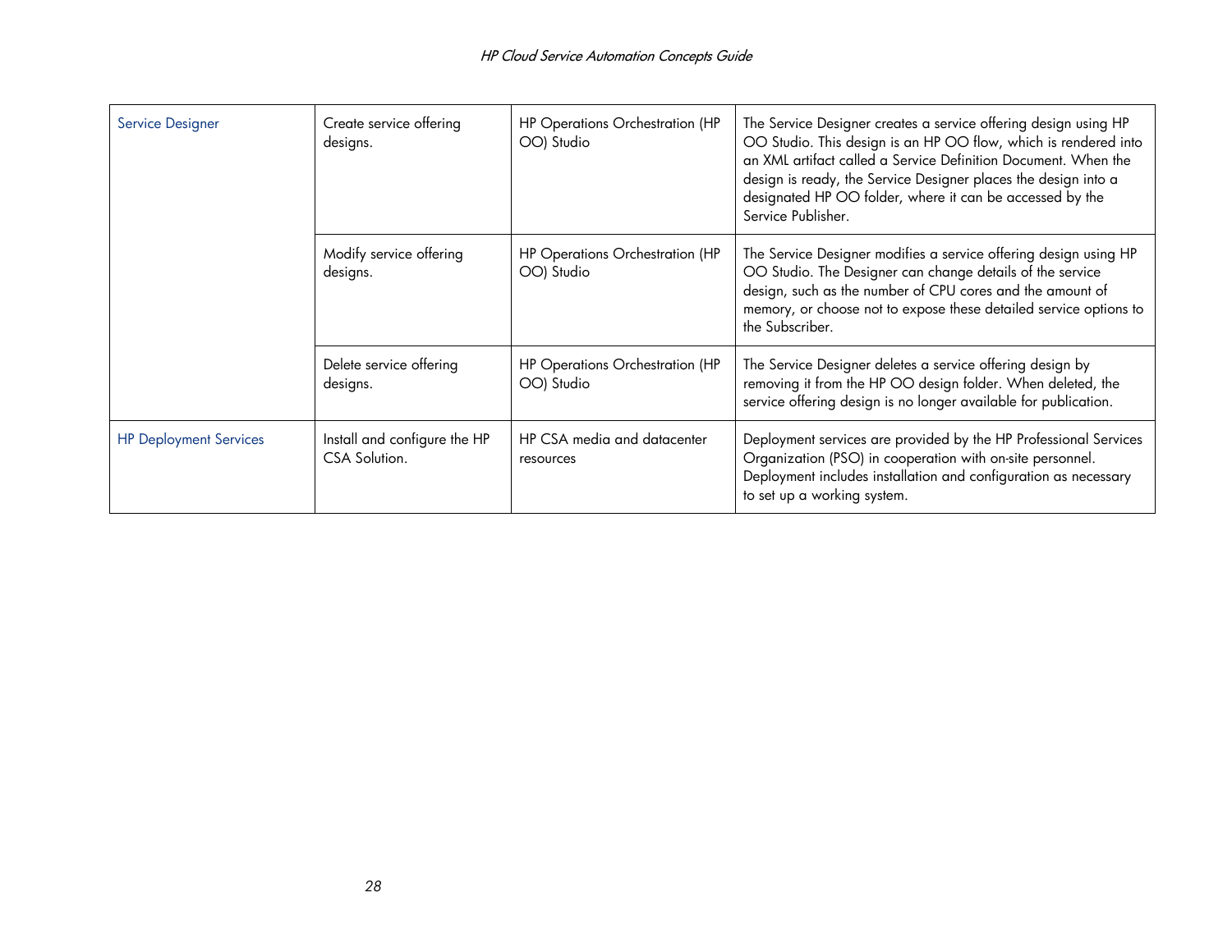| | | | |
|---|---|---|---|
| Service Designer | Create service offering designs. | HP Operations Orchestration (HP OO) Studio | The Service Designer creates a service offering design using HP OO Studio. This design is an HP OO flow, which is rendered into an XML artifact called a Service Definition Document. When the design is ready, the Service Designer places the design into a designated HP OO folder, where it can be accessed by the Service Publisher. |
| | Modify service offering designs. | HP Operations Orchestration (HP OO) Studio | The Service Designer modifies a service offering design using HP OO Studio. The Designer can change details of the service design, such as the number of CPU cores and the amount of memory, or choose not to expose these detailed service options to the Subscriber. |
| | Delete service offering designs. | HP Operations Orchestration (HP OO) Studio | The Service Designer deletes a service offering design by removing it from the HP OO design folder. When deleted, the service offering design is no longer available for publication. |
| HP Deployment Services | Install and configure the HP CSA Solution. | HP CSA media and datacenter resources | Deployment services are provided by the HP Professional Services Organization (PSO) in cooperation with on-site personnel. Deployment includes installation and configuration as necessary to set up a working system. |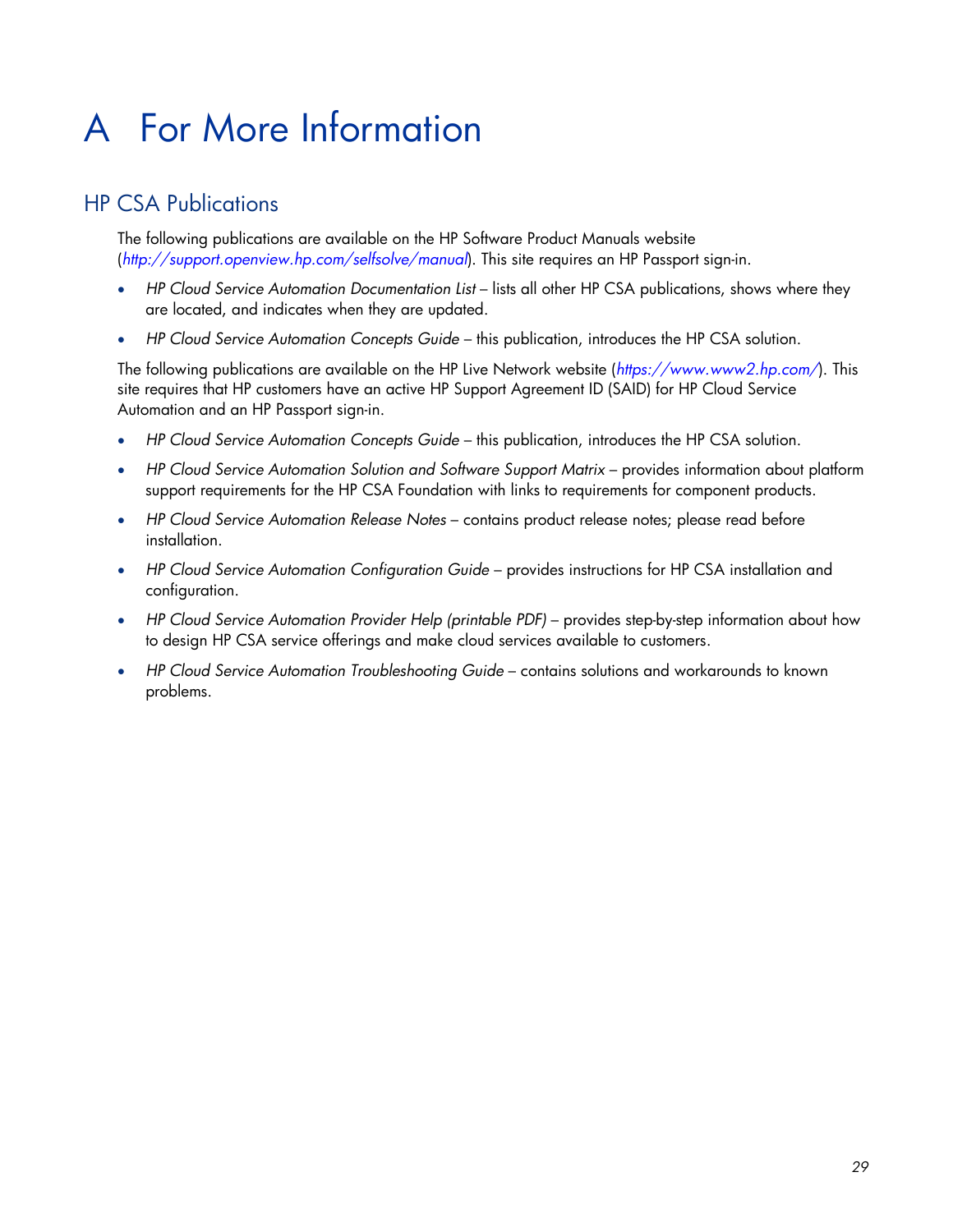# A For More Information

## HP CSA Publications

The following publications are available on the HP Software Product Manuals website (*http://support.openview.hp.com/selfsolve/manual*). This site requires an HP Passport sign-in.

- *HP Cloud Service Automation Documentation List* – lists all other HP CSA publications, shows where they are located, and indicates when they are updated.
- *HP Cloud Service Automation Concepts Guide* – this publication, introduces the HP CSA solution.

The following publications are available on the HP Live Network website (*https://www.www2.hp.com/*). This site requires that HP customers have an active HP Support Agreement ID (SAID) for HP Cloud Service Automation and an HP Passport sign-in.

- *HP Cloud Service Automation Concepts Guide* – this publication, introduces the HP CSA solution.
- *HP Cloud Service Automation Solution and Software Support Matrix* – provides information about platform support requirements for the HP CSA Foundation with links to requirements for component products.
- *HP Cloud Service Automation Release Notes* – contains product release notes; please read before installation.
- *HP Cloud Service Automation Configuration Guide* – provides instructions for HP CSA installation and configuration.
- *HP Cloud Service Automation Provider Help (printable PDF)* – provides step-by-step information about how to design HP CSA service offerings and make cloud services available to customers.
- *HP Cloud Service Automation Troubleshooting Guide* – contains solutions and workarounds to known problems.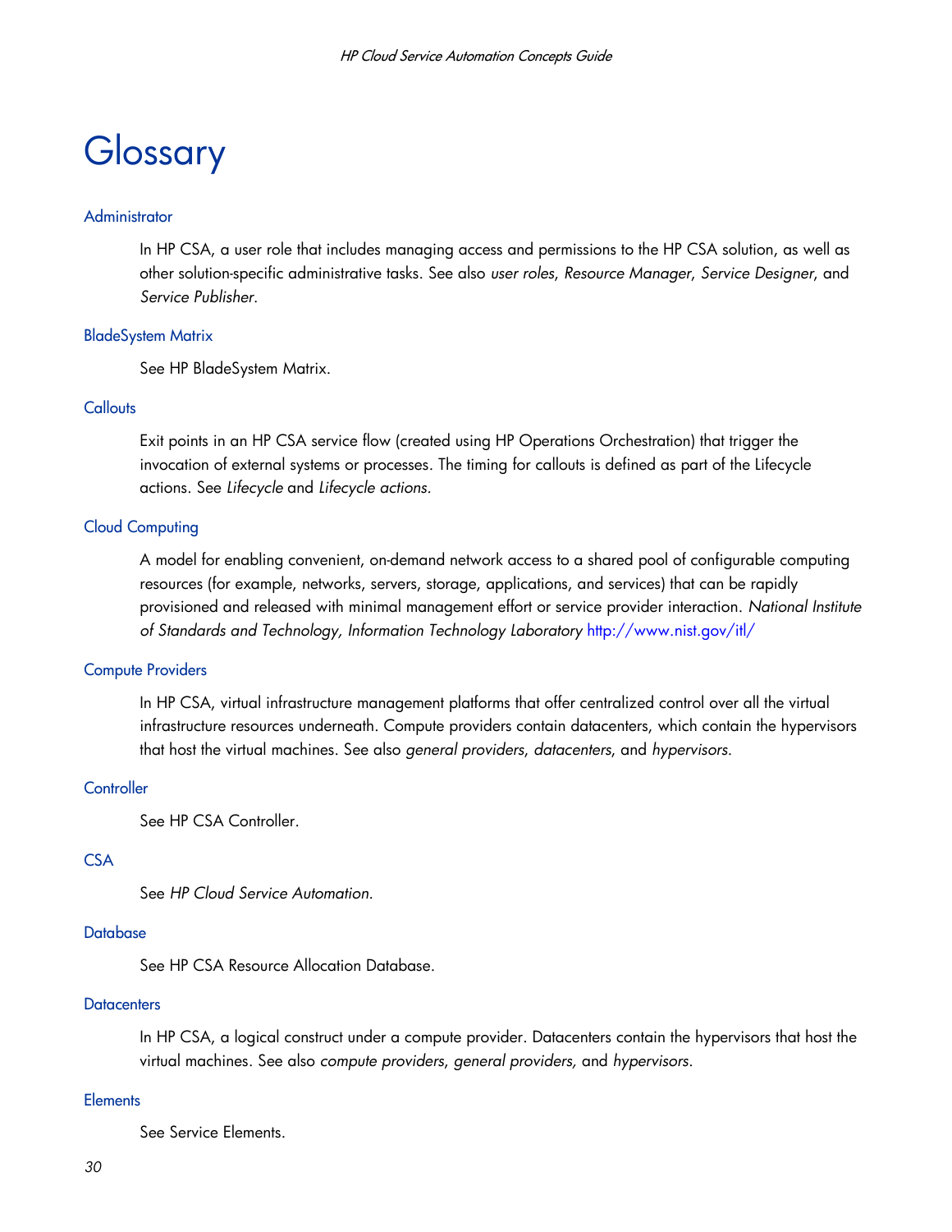# Glossary

### Administrator

In HP CSA, a user role that includes managing access and permissions to the HP CSA solution, as well as other solution-specific administrative tasks. See also *user roles*, *Resource Manager*, *Service Designer*, and *Service Publisher*.

### BladeSystem Matrix

See HP BladeSystem Matrix.

### Callouts

Exit points in an HP CSA service flow (created using HP Operations Orchestration) that trigger the invocation of external systems or processes. The timing for callouts is defined as part of the Lifecycle actions. See *Lifecycle* and *Lifecycle actions.*

### Cloud Computing

A model for enabling convenient, on-demand network access to a shared pool of configurable computing resources (for example, networks, servers, storage, applications, and services) that can be rapidly provisioned and released with minimal management effort or service provider interaction. *National Institute of Standards and Technology, Information Technology Laboratory* http://www.nist.gov/itl/

### Compute Providers

In HP CSA, virtual infrastructure management platforms that offer centralized control over all the virtual infrastructure resources underneath. Compute providers contain datacenters, which contain the hypervisors that host the virtual machines. See also *general providers*, *datacenters*, and *hypervisors*.

### Controller

See HP CSA Controller.

### CSA

See *HP Cloud Service Automation*.

### Database

See HP CSA Resource Allocation Database.

### Datacenters

In HP CSA, a logical construct under a compute provider. Datacenters contain the hypervisors that host the virtual machines. See also *compute providers*, *general providers,* and *hypervisors*.

### Elements

See Service Elements.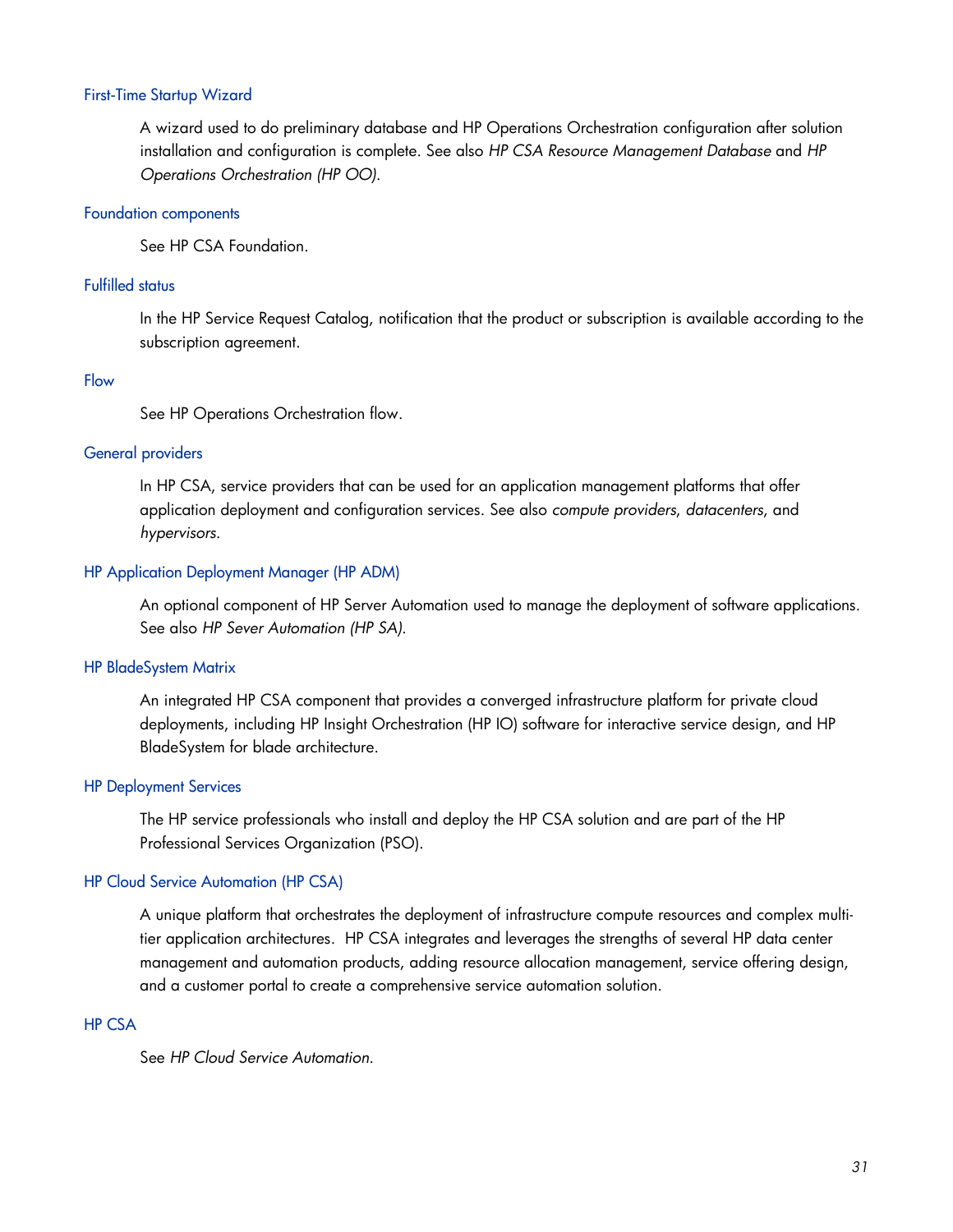### First-Time Startup Wizard

A wizard used to do preliminary database and HP Operations Orchestration configuration after solution installation and configuration is complete. See also *HP CSA Resource Management Database* and *HP Operations Orchestration (HP OO).*

### Foundation components

See HP CSA Foundation.

### Fulfilled status

In the HP Service Request Catalog, notification that the product or subscription is available according to the subscription agreement.

### Flow

See HP Operations Orchestration flow.

### General providers

In HP CSA, service providers that can be used for an application management platforms that offer application deployment and configuration services. See also *compute providers*, *datacenters*, and *hypervisors*.

### HP Application Deployment Manager (HP ADM)

An optional component of HP Server Automation used to manage the deployment of software applications. See also *HP Sever Automation (HP SA).*

### HP BladeSystem Matrix

An integrated HP CSA component that provides a converged infrastructure platform for private cloud deployments, including HP Insight Orchestration (HP IO) software for interactive service design, and HP BladeSystem for blade architecture.

### HP Deployment Services

The HP service professionals who install and deploy the HP CSA solution and are part of the HP Professional Services Organization (PSO).

### HP Cloud Service Automation (HP CSA)

A unique platform that orchestrates the deployment of infrastructure compute resources and complex multi-tier application architectures. HP CSA integrates and leverages the strengths of several HP data center management and automation products, adding resource allocation management, service offering design, and a customer portal to create a comprehensive service automation solution.

### HP CSA

See *HP Cloud Service Automation*.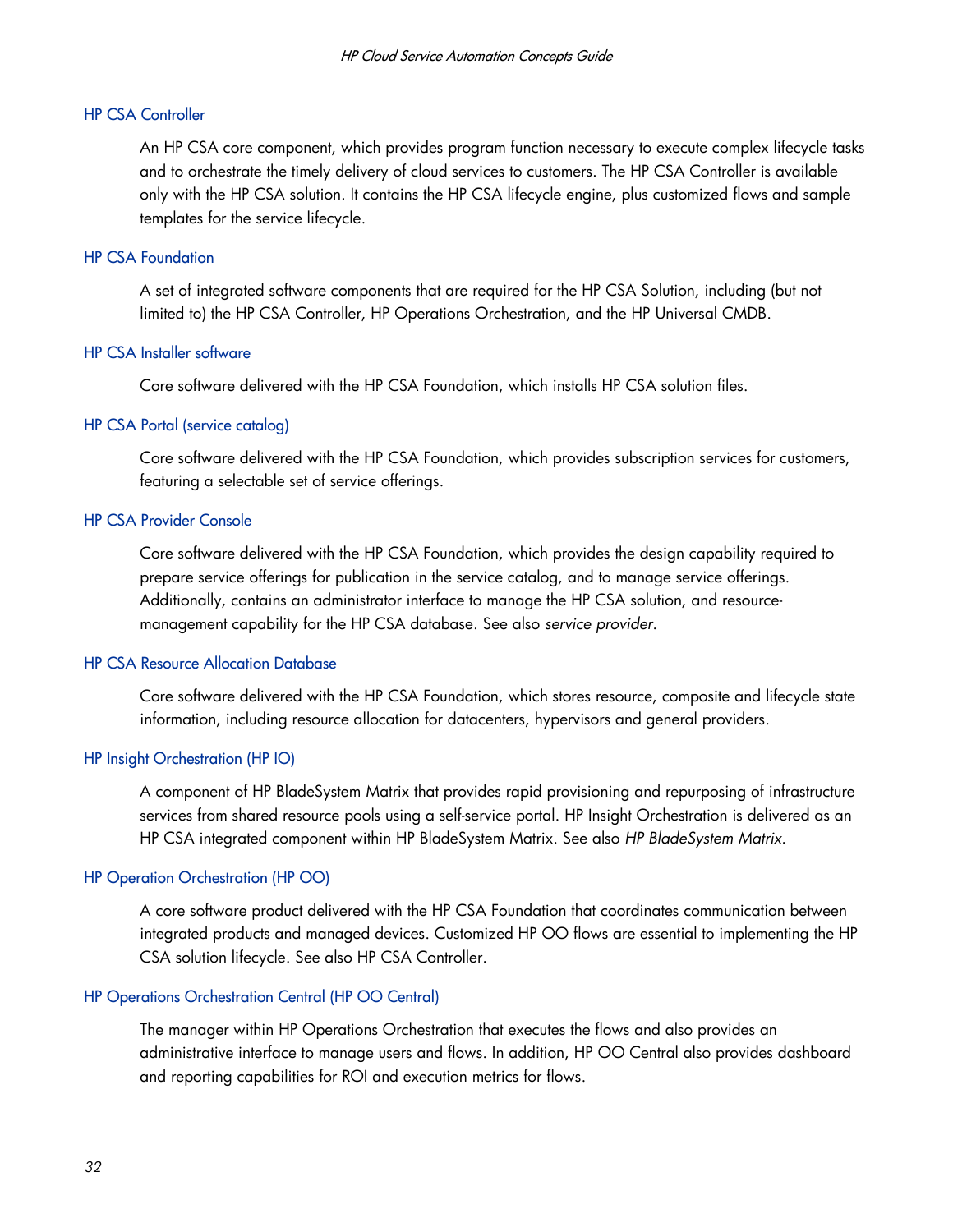HP CSA Controller

An HP CSA core component, which provides program function necessary to execute complex lifecycle tasks and to orchestrate the timely delivery of cloud services to customers. The HP CSA Controller is available only with the HP CSA solution. It contains the HP CSA lifecycle engine, plus customized flows and sample templates for the service lifecycle.

HP CSA Foundation

A set of integrated software components that are required for the HP CSA Solution, including (but not limited to) the HP CSA Controller, HP Operations Orchestration, and the HP Universal CMDB.

HP CSA Installer software

Core software delivered with the HP CSA Foundation, which installs HP CSA solution files.

HP CSA Portal (service catalog)

Core software delivered with the HP CSA Foundation, which provides subscription services for customers, featuring a selectable set of service offerings.

HP CSA Provider Console

Core software delivered with the HP CSA Foundation, which provides the design capability required to prepare service offerings for publication in the service catalog, and to manage service offerings. Additionally, contains an administrator interface to manage the HP CSA solution, and resource-management capability for the HP CSA database. See also *service provider*.

HP CSA Resource Allocation Database

Core software delivered with the HP CSA Foundation, which stores resource, composite and lifecycle state information, including resource allocation for datacenters, hypervisors and general providers.

HP Insight Orchestration (HP IO)

A component of HP BladeSystem Matrix that provides rapid provisioning and repurposing of infrastructure services from shared resource pools using a self-service portal. HP Insight Orchestration is delivered as an HP CSA integrated component within HP BladeSystem Matrix. See also *HP BladeSystem Matrix*.

HP Operation Orchestration (HP OO)

A core software product delivered with the HP CSA Foundation that coordinates communication between integrated products and managed devices. Customized HP OO flows are essential to implementing the HP CSA solution lifecycle. See also HP CSA Controller.

HP Operations Orchestration Central (HP OO Central)

The manager within HP Operations Orchestration that executes the flows and also provides an administrative interface to manage users and flows. In addition, HP OO Central also provides dashboard and reporting capabilities for ROI and execution metrics for flows.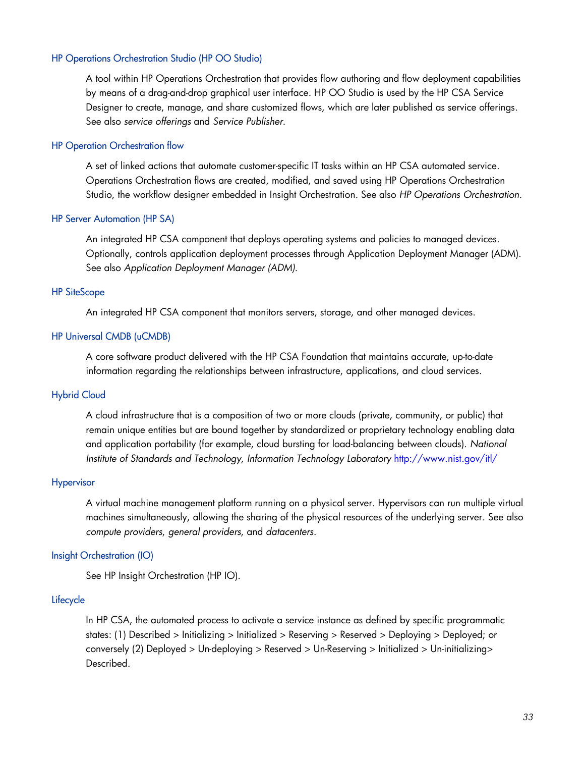### HP Operations Orchestration Studio (HP OO Studio)

A tool within HP Operations Orchestration that provides flow authoring and flow deployment capabilities by means of a drag-and-drop graphical user interface. HP OO Studio is used by the HP CSA Service Designer to create, manage, and share customized flows, which are later published as service offerings. See also *service offerings* and *Service Publisher*.

### HP Operation Orchestration flow

A set of linked actions that automate customer-specific IT tasks within an HP CSA automated service. Operations Orchestration flows are created, modified, and saved using HP Operations Orchestration Studio, the workflow designer embedded in Insight Orchestration. See also *HP Operations Orchestration*.

### HP Server Automation (HP SA)

An integrated HP CSA component that deploys operating systems and policies to managed devices. Optionally, controls application deployment processes through Application Deployment Manager (ADM). See also *Application Deployment Manager (ADM).*

### HP SiteScope

An integrated HP CSA component that monitors servers, storage, and other managed devices.

### HP Universal CMDB (uCMDB)

A core software product delivered with the HP CSA Foundation that maintains accurate, up-to-date information regarding the relationships between infrastructure, applications, and cloud services.

### Hybrid Cloud

A cloud infrastructure that is a composition of two or more clouds (private, community, or public) that remain unique entities but are bound together by standardized or proprietary technology enabling data and application portability (for example, cloud bursting for load-balancing between clouds). *National Institute of Standards and Technology, Information Technology Laboratory* http://www.nist.gov/itl/

### Hypervisor

A virtual machine management platform running on a physical server. Hypervisors can run multiple virtual machines simultaneously, allowing the sharing of the physical resources of the underlying server. See also *compute providers, general providers*, and *datacenters*.

### Insight Orchestration (IO)

See HP Insight Orchestration (HP IO).

### Lifecycle

In HP CSA, the automated process to activate a service instance as defined by specific programmatic states: (1) Described > Initializing > Initialized > Reserving > Reserved > Deploying > Deployed; or conversely (2) Deployed > Un-deploying > Reserved > Un-Reserving > Initialized > Un-initializing> Described.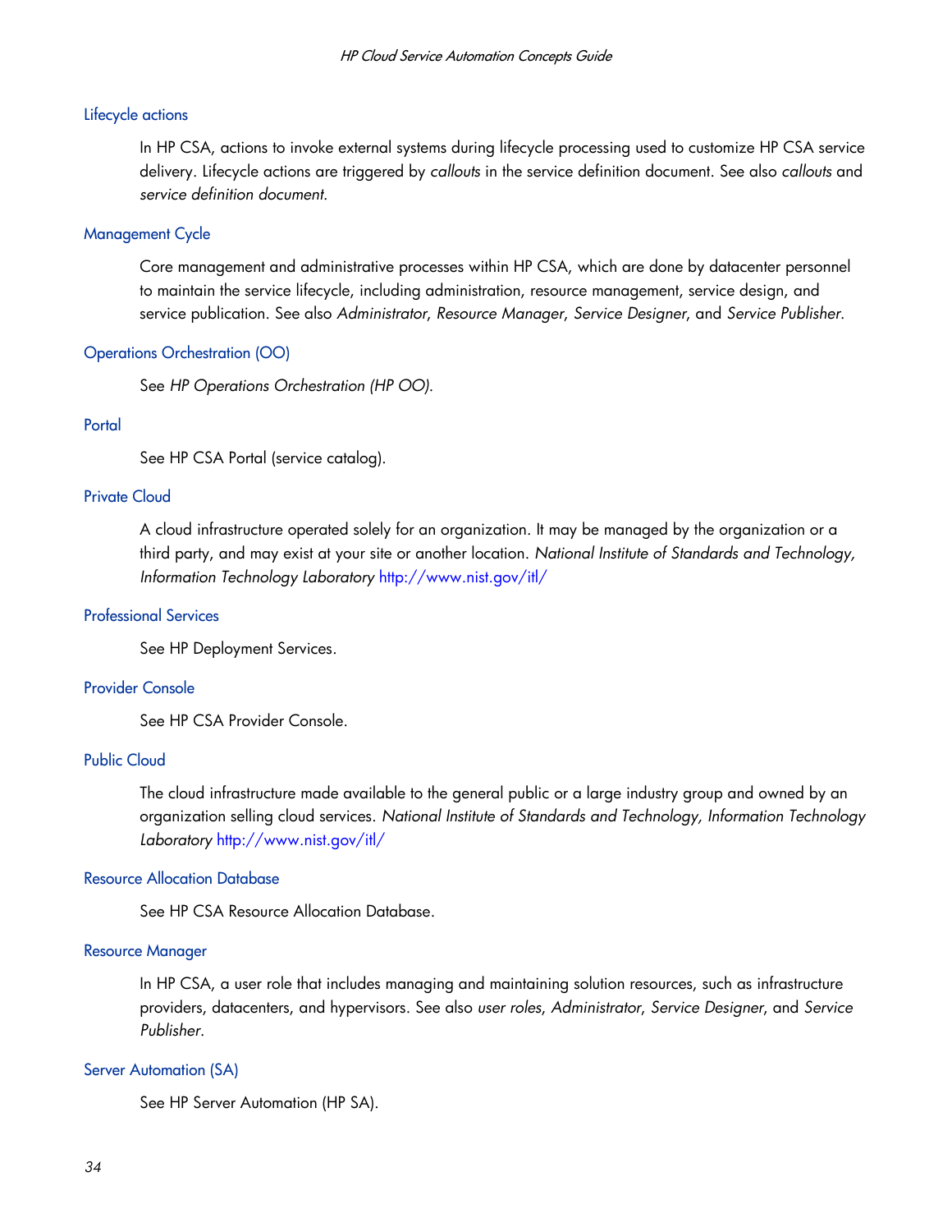### Lifecycle actions

In HP CSA, actions to invoke external systems during lifecycle processing used to customize HP CSA service delivery. Lifecycle actions are triggered by *callouts* in the service definition document. See also *callouts* and *service definition document*.

### Management Cycle

Core management and administrative processes within HP CSA, which are done by datacenter personnel to maintain the service lifecycle, including administration, resource management, service design, and service publication. See also *Administrator*, *Resource Manager*, *Service Designer*, and *Service Publisher*.

### Operations Orchestration (OO)

See *HP Operations Orchestration (HP OO)*.

### Portal

See HP CSA Portal (service catalog).

### Private Cloud

A cloud infrastructure operated solely for an organization. It may be managed by the organization or a third party, and may exist at your site or another location. *National Institute of Standards and Technology, Information Technology Laboratory* http://www.nist.gov/itl/

### Professional Services

See HP Deployment Services.

### Provider Console

See HP CSA Provider Console.

### Public Cloud

The cloud infrastructure made available to the general public or a large industry group and owned by an organization selling cloud services. *National Institute of Standards and Technology, Information Technology Laboratory* http://www.nist.gov/itl/

### Resource Allocation Database

See HP CSA Resource Allocation Database.

### Resource Manager

In HP CSA, a user role that includes managing and maintaining solution resources, such as infrastructure providers, datacenters, and hypervisors. See also *user roles*, *Administrator*, *Service Designer*, and *Service Publisher*.

### Server Automation (SA)

See HP Server Automation (HP SA).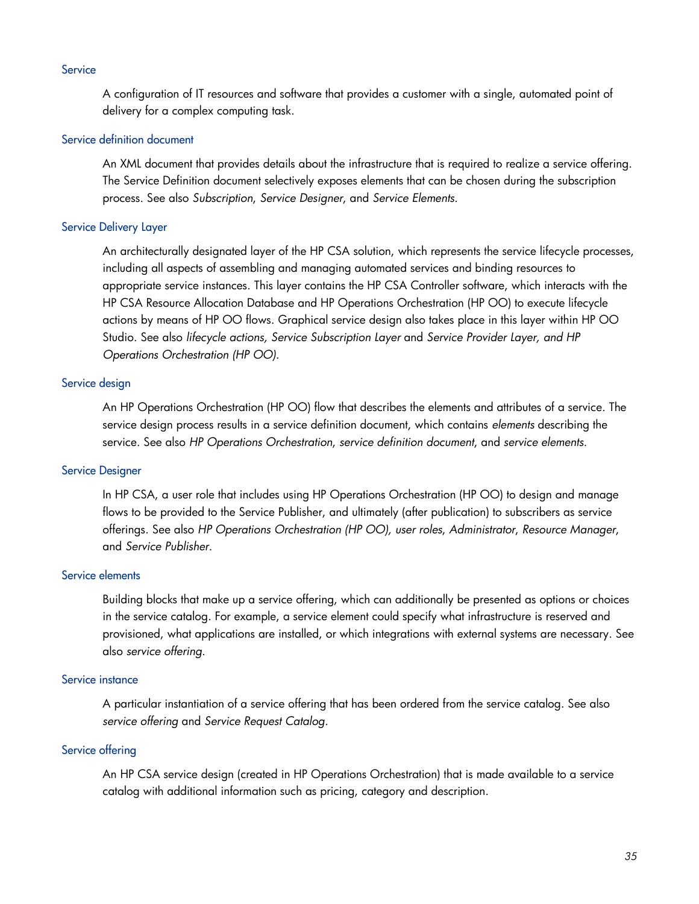### Service

A configuration of IT resources and software that provides a customer with a single, automated point of delivery for a complex computing task.

### Service definition document

An XML document that provides details about the infrastructure that is required to realize a service offering. The Service Definition document selectively exposes elements that can be chosen during the subscription process. See also *Subscription, Service Designer*, and *Service Elements.*

### Service Delivery Layer

An architecturally designated layer of the HP CSA solution, which represents the service lifecycle processes, including all aspects of assembling and managing automated services and binding resources to appropriate service instances. This layer contains the HP CSA Controller software, which interacts with the HP CSA Resource Allocation Database and HP Operations Orchestration (HP OO) to execute lifecycle actions by means of HP OO flows. Graphical service design also takes place in this layer within HP OO Studio. See also *lifecycle actions, Service Subscription Layer* and *Service Provider Layer, and HP Operations Orchestration (HP OO).*

### Service design

An HP Operations Orchestration (HP OO) flow that describes the elements and attributes of a service. The service design process results in a service definition document, which contains *elements* describing the service. See also *HP Operations Orchestration, service definition document*, and *service elements.*

### Service Designer

In HP CSA, a user role that includes using HP Operations Orchestration (HP OO) to design and manage flows to be provided to the Service Publisher, and ultimately (after publication) to subscribers as service offerings. See also *HP Operations Orchestration (HP OO), user roles, Administrator, Resource Manager*, and *Service Publisher.*

### Service elements

Building blocks that make up a service offering, which can additionally be presented as options or choices in the service catalog. For example, a service element could specify what infrastructure is reserved and provisioned, what applications are installed, or which integrations with external systems are necessary. See also *service offering.*

### Service instance

A particular instantiation of a service offering that has been ordered from the service catalog. See also *service offering* and *Service Request Catalog.*

### Service offering

An HP CSA service design (created in HP Operations Orchestration) that is made available to a service catalog with additional information such as pricing, category and description.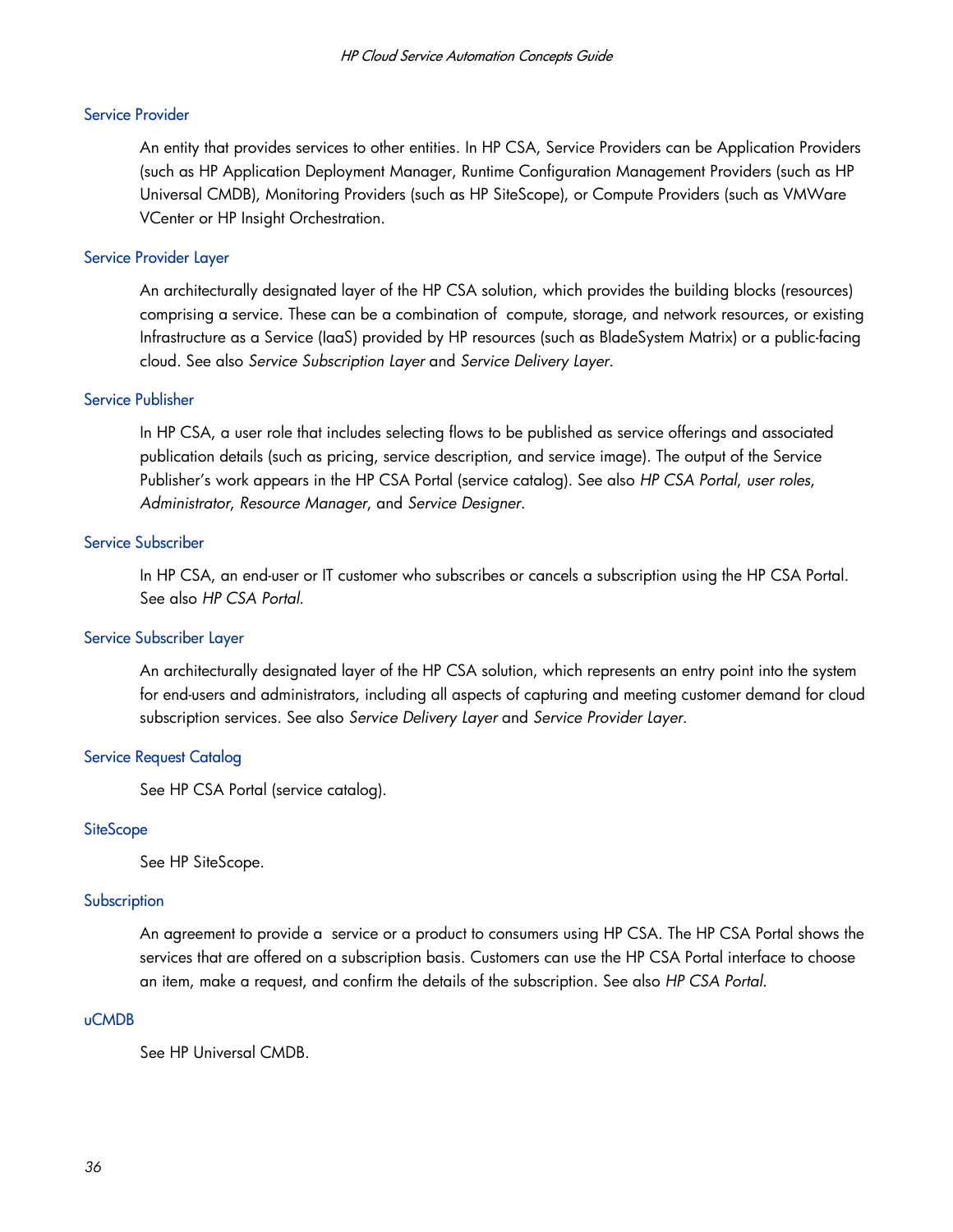### Service Provider

An entity that provides services to other entities. In HP CSA, Service Providers can be Application Providers (such as HP Application Deployment Manager, Runtime Configuration Management Providers (such as HP Universal CMDB), Monitoring Providers (such as HP SiteScope), or Compute Providers (such as VMWare VCenter or HP Insight Orchestration.

### Service Provider Layer

An architecturally designated layer of the HP CSA solution, which provides the building blocks (resources) comprising a service. These can be a combination of compute, storage, and network resources, or existing Infrastructure as a Service (IaaS) provided by HP resources (such as BladeSystem Matrix) or a public-facing cloud. See also *Service Subscription Layer* and *Service Delivery Layer*.

### Service Publisher

In HP CSA, a user role that includes selecting flows to be published as service offerings and associated publication details (such as pricing, service description, and service image). The output of the Service Publisher's work appears in the HP CSA Portal (service catalog). See also *HP CSA Portal*, *user roles*, *Administrator*, *Resource Manager*, and *Service Designer*.

### Service Subscriber

In HP CSA, an end-user or IT customer who subscribes or cancels a subscription using the HP CSA Portal. See also *HP CSA Portal*.

### Service Subscriber Layer

An architecturally designated layer of the HP CSA solution, which represents an entry point into the system for end-users and administrators, including all aspects of capturing and meeting customer demand for cloud subscription services. See also *Service Delivery Layer* and *Service Provider Layer*.

### Service Request Catalog

See HP CSA Portal (service catalog).

### SiteScope

See HP SiteScope.

### Subscription

An agreement to provide a service or a product to consumers using HP CSA. The HP CSA Portal shows the services that are offered on a subscription basis. Customers can use the HP CSA Portal interface to choose an item, make a request, and confirm the details of the subscription. See also *HP CSA Portal*.

### uCMDB

See HP Universal CMDB.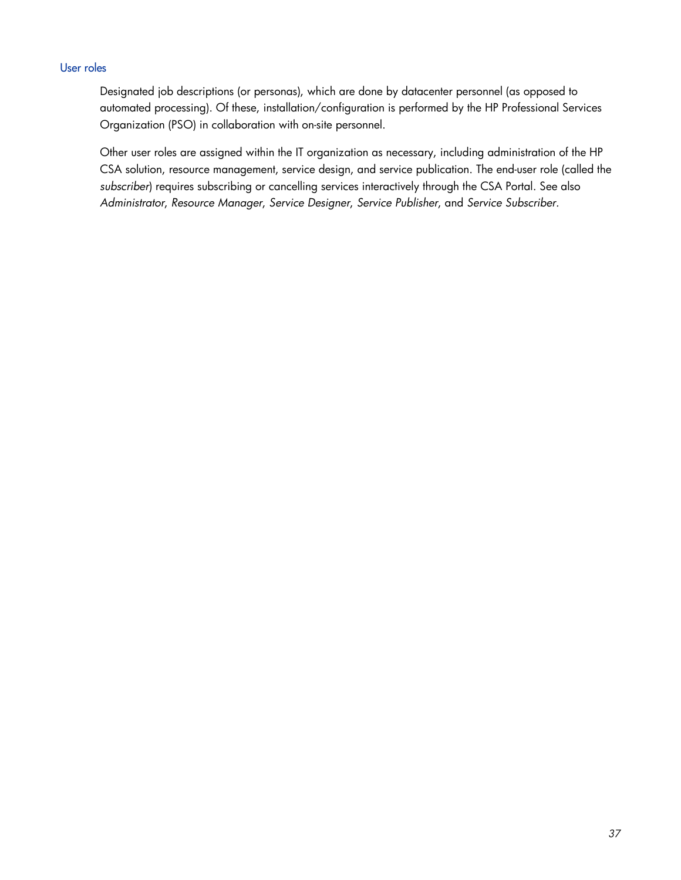### User roles

Designated job descriptions (or personas), which are done by datacenter personnel (as opposed to automated processing). Of these, installation/configuration is performed by the HP Professional Services Organization (PSO) in collaboration with on-site personnel.

Other user roles are assigned within the IT organization as necessary, including administration of the HP CSA solution, resource management, service design, and service publication. The end-user role (called the *subscriber*) requires subscribing or cancelling services interactively through the CSA Portal. See also *Administrator*, *Resource Manager*, *Service Designer*, *Service Publisher*, and *Service Subscriber*.